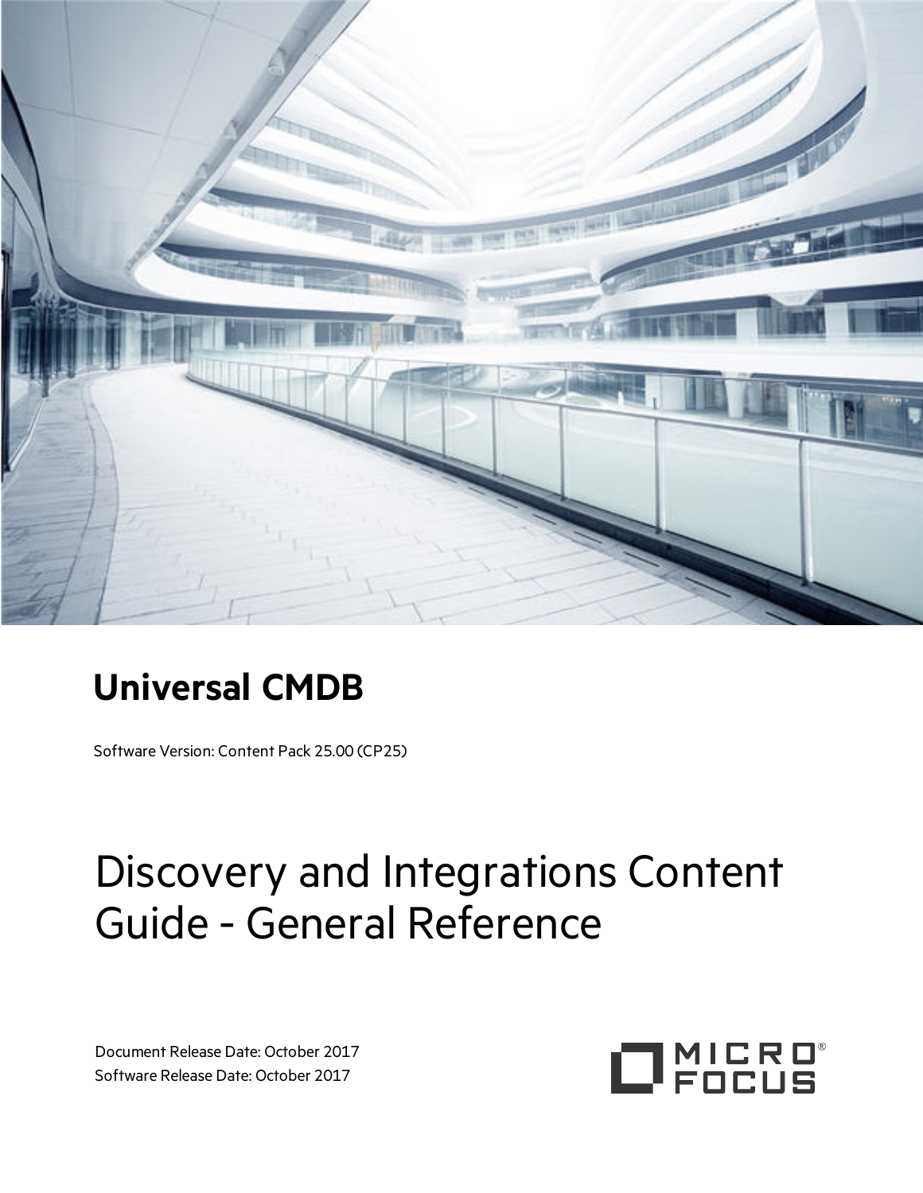# Universal CMDB

Software Version: Content Pack 25.00 (CP25)

# Discovery and Integrations Content Guide - General Reference

Document Release Date: October 2017

Software Release Date: October 2017

MICRO FOCUS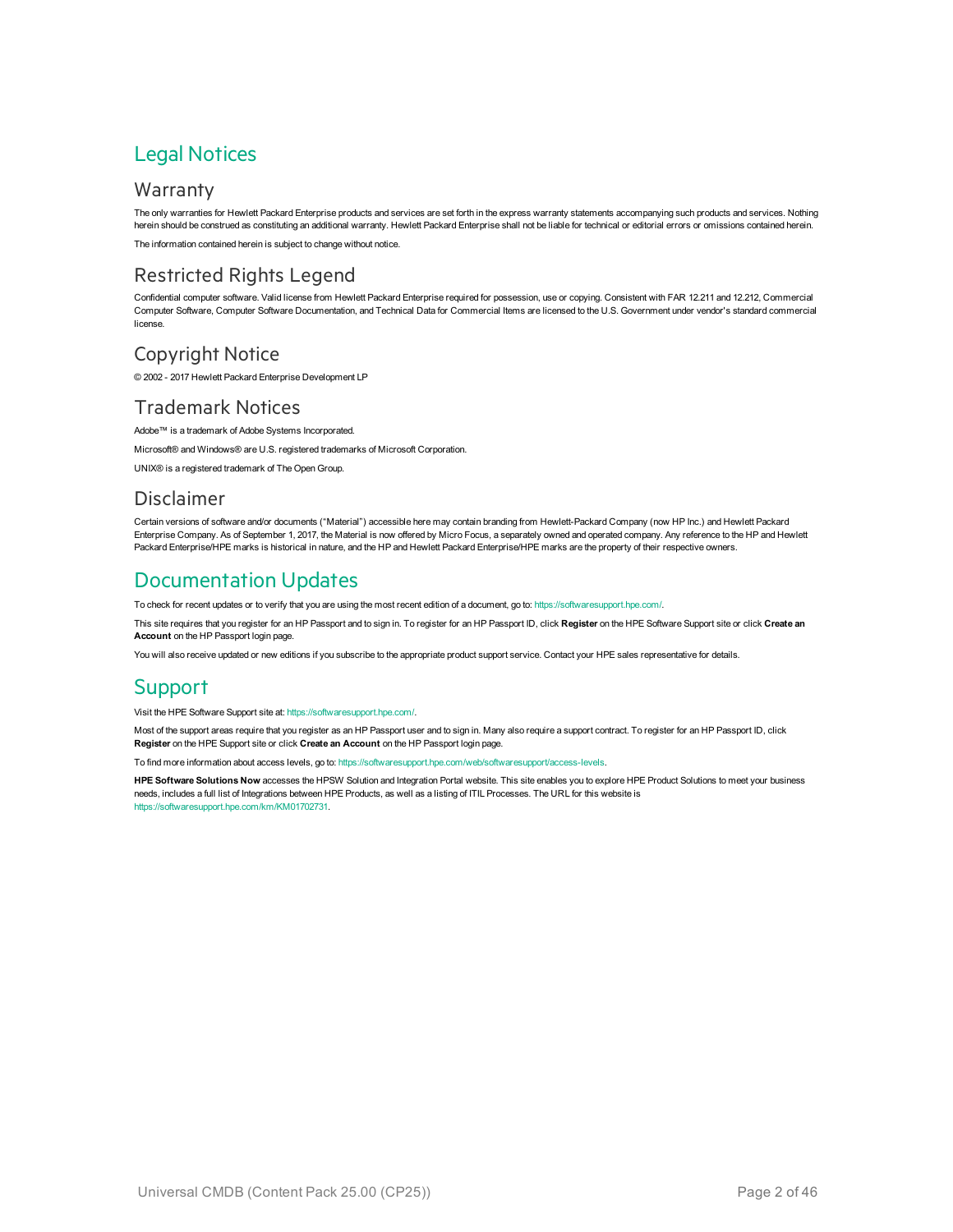# Legal Notices

## Warranty

The only warranties for Hewlett Packard Enterprise products and services are set forth in the express warranty statements accompanying such products and services. Nothing herein should be construed as constituting an additional warranty. Hewlett Packard Enterprise shall not be liable for technical or editorial errors or omissions contained herein.

The information contained herein is subject to change without notice.

## Restricted Rights Legend

Confidential computer software. Valid license from Hewlett Packard Enterprise required for possession, use or copying. Consistent with FAR 12.211 and 12.212, Commercial Computer Software, Computer Software Documentation, and Technical Data for Commercial Items are licensed to the U.S. Government under vendor's standard commercial license.

## Copyright Notice

© 2002 - 2017 Hewlett Packard Enterprise Development LP

## Trademark Notices

Adobe™ is a trademark of Adobe Systems Incorporated.

Microsoft® and Windows® are U.S. registered trademarks of Microsoft Corporation.

UNIX® is a registered trademark of The Open Group.

## Disclaimer

Certain versions of software and/or documents ("Material") accessible here may contain branding from Hewlett-Packard Company (now HP Inc.) and Hewlett Packard Enterprise Company. As of September 1, 2017, the Material is now offered by Micro Focus, a separately owned and operated company. Any reference to the HP and Hewlett Packard Enterprise/HPE marks is historical in nature, and the HP and Hewlett Packard Enterprise/HPE marks are the property of their respective owners.

# Documentation Updates

To check for recent updates or to verify that you are using the most recent edition of a document, go to: https://softwaresupport.hpe.com/.

This site requires that you register for an HP Passport and to sign in. To register for an HP Passport ID, click **Register** on the HPE Software Support site or click **Create an Account** on the HP Passport login page.

You will also receive updated or new editions if you subscribe to the appropriate product support service. Contact your HPE sales representative for details.

# Support

Visit the HPE Software Support site at: https://softwaresupport.hpe.com/.

Most of the support areas require that you register as an HP Passport user and to sign in. Many also require a support contract. To register for an HP Passport ID, click **Register** on the HPE Support site or click **Create an Account** on the HP Passport login page.

To find more information about access levels, go to: https://softwaresupport.hpe.com/web/softwaresupport/access-levels.

**HPE Software Solutions Now** accesses the HPSW Solution and Integration Portal website. This site enables you to explore HPE Product Solutions to meet your business needs, includes a full list of Integrations between HPE Products, as well as a listing of ITIL Processes. The URL for this website is https://softwaresupport.hpe.com/km/KM01702731.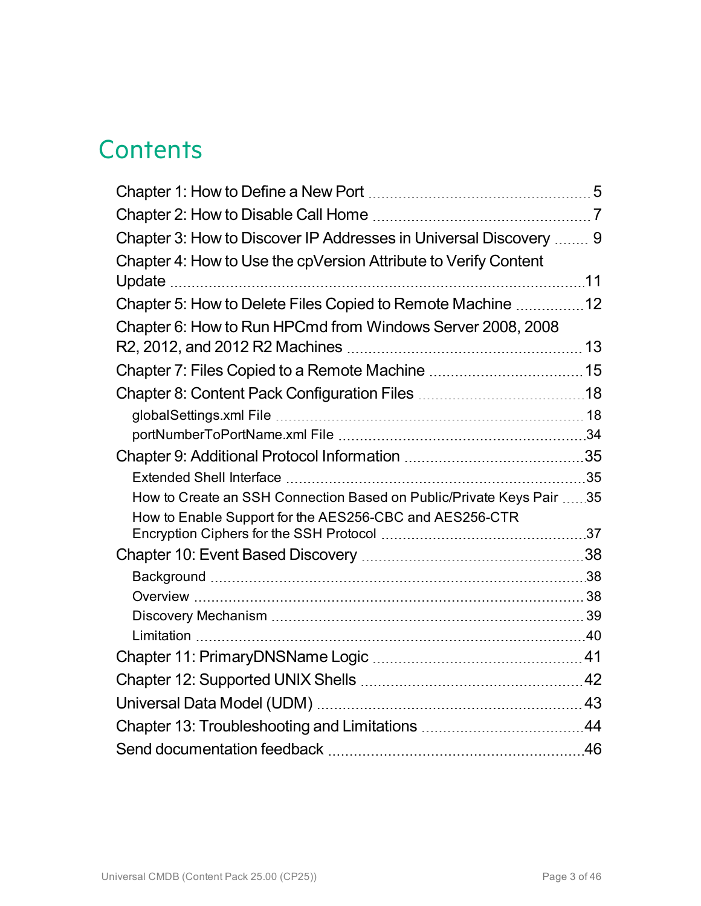# Contents

Chapter 1: How to Define a New Port ..... 5

Chapter 2: How to Disable Call Home ..... 7

Chapter 3: How to Discover IP Addresses in Universal Discovery ..... 9

Chapter 4: How to Use the cpVersion Attribute to Verify Content Update ..... 11

Chapter 5: How to Delete Files Copied to Remote Machine ..... 12

Chapter 6: How to Run HPCmd from Windows Server 2008, 2008 R2, 2012, and 2012 R2 Machines ..... 13

Chapter 7: Files Copied to a Remote Machine ..... 15

Chapter 8: Content Pack Configuration Files ..... 18

- globalSettings.xml File ..... 18
- portNumberToPortName.xml File ..... 34

Chapter 9: Additional Protocol Information ..... 35

- Extended Shell Interface ..... 35
- How to Create an SSH Connection Based on Public/Private Keys Pair ..... 35
- How to Enable Support for the AES256-CBC and AES256-CTR Encryption Ciphers for the SSH Protocol ..... 37

Chapter 10: Event Based Discovery ..... 38

- Background ..... 38
- Overview ..... 38
- Discovery Mechanism ..... 39
- Limitation ..... 40

Chapter 11: PrimaryDNSName Logic ..... 41

Chapter 12: Supported UNIX Shells ..... 42

Universal Data Model (UDM) ..... 43

Chapter 13: Troubleshooting and Limitations ..... 44

Send documentation feedback ..... 46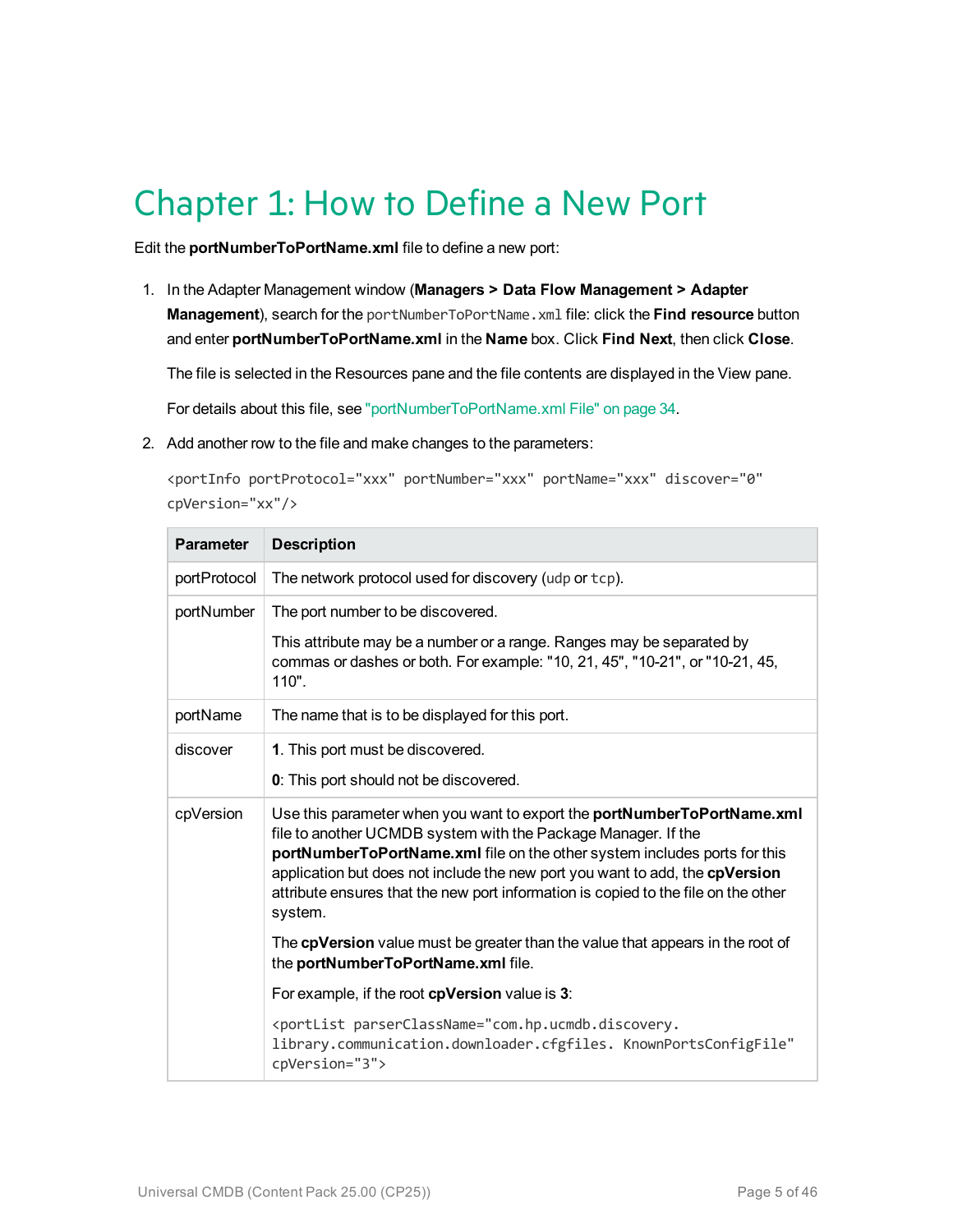# Chapter 1: How to Define a New Port

Edit the **portNumberToPortName.xml** file to define a new port:

1. In the Adapter Management window (**Managers > Data Flow Management > Adapter Management**), search for the `portNumberToPortName.xml` file: click the **Find resource** button and enter **portNumberToPortName.xml** in the **Name** box. Click **Find Next**, then click **Close**.

   The file is selected in the Resources pane and the file contents are displayed in the View pane.

   For details about this file, see "portNumberToPortName.xml File" on page 34.

2. Add another row to the file and make changes to the parameters:

   ```
   <portInfo portProtocol="xxx" portNumber="xxx" portName="xxx" discover="0"
   cpVersion="xx"/>
   ```

| Parameter | Description |
| --- | --- |
| portProtocol | The network protocol used for discovery (`udp` or `tcp`). |
| portNumber | The port number to be discovered.<br><br>This attribute may be a number or a range. Ranges may be separated by commas or dashes or both. For example: "10, 21, 45", "10-21", or "10-21, 45, 110". |
| portName | The name that is to be displayed for this port. |
| discover | **1**. This port must be discovered.<br><br>**0**: This port should not be discovered. |
| cpVersion | Use this parameter when you want to export the **portNumberToPortName.xml** file to another UCMDB system with the Package Manager. If the **portNumberToPortName.xml** file on the other system includes ports for this application but does not include the new port you want to add, the **cpVersion** attribute ensures that the new port information is copied to the file on the other system.<br><br>The **cpVersion** value must be greater than the value that appears in the root of the **portNumberToPortName.xml** file.<br><br>For example, if the root **cpVersion** value is **3**:<br><br>`<portList parserClassName="com.hp.ucmdb.discovery. library.communication.downloader.cfgfiles. KnownPortsConfigFile" cpVersion="3">` |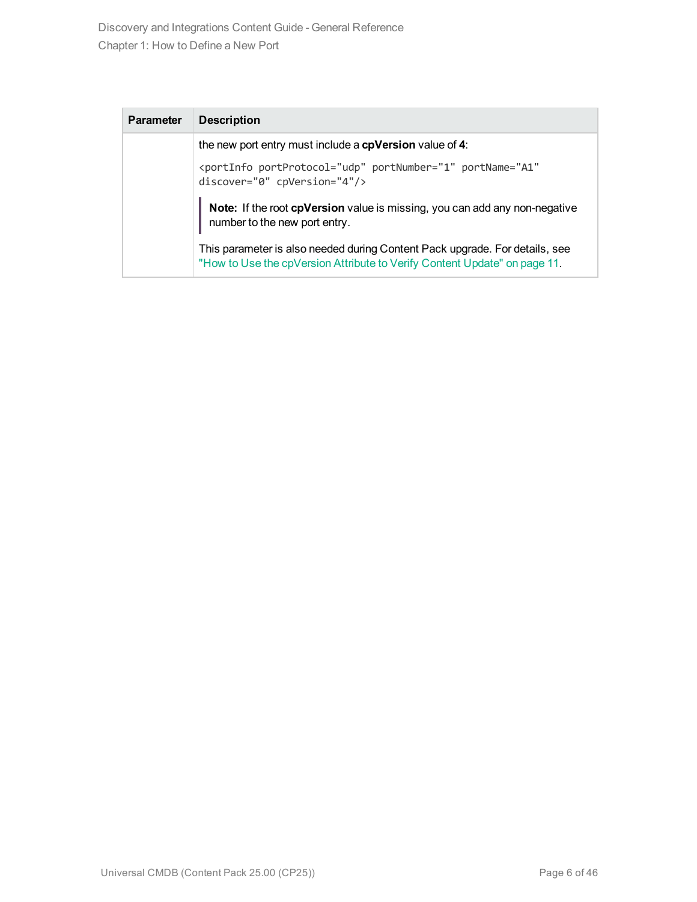| Parameter | Description |
|---|---|
| | the new port entry must include a **cpVersion** value of **4**:<br><br>`<portInfo portProtocol="udp" portNumber="1" portName="A1" discover="0" cpVersion="4"/>`<br><br>**Note:** If the root **cpVersion** value is missing, you can add any non-negative number to the new port entry.<br><br>This parameter is also needed during Content Pack upgrade. For details, see "How to Use the cpVersion Attribute to Verify Content Update" on page 11. |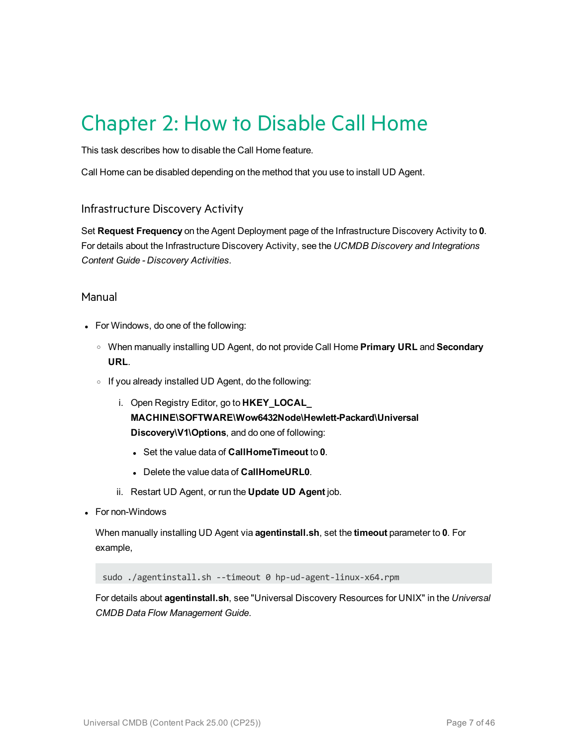# Chapter 2: How to Disable Call Home

This task describes how to disable the Call Home feature.

Call Home can be disabled depending on the method that you use to install UD Agent.

## Infrastructure Discovery Activity

Set **Request Frequency** on the Agent Deployment page of the Infrastructure Discovery Activity to **0**. For details about the Infrastructure Discovery Activity, see the *UCMDB Discovery and Integrations Content Guide - Discovery Activities*.

## Manual

- For Windows, do one of the following:
  - When manually installing UD Agent, do not provide Call Home **Primary URL** and **Secondary URL**.
  - If you already installed UD Agent, do the following:
    1. Open Registry Editor, go to **HKEY_LOCAL_MACHINE\SOFTWARE\Wow6432Node\Hewlett-Packard\Universal Discovery\V1\Options**, and do one of following:
       - Set the value data of **CallHomeTimeout** to **0**.
       - Delete the value data of **CallHomeURL0**.
    2. Restart UD Agent, or run the **Update UD Agent** job.
- For non-Windows

  When manually installing UD Agent via **agentinstall.sh**, set the **timeout** parameter to **0**. For example,

  ```
  sudo ./agentinstall.sh --timeout 0 hp-ud-agent-linux-x64.rpm
  ```

  For details about **agentinstall.sh**, see "Universal Discovery Resources for UNIX" in the *Universal CMDB Data Flow Management Guide*.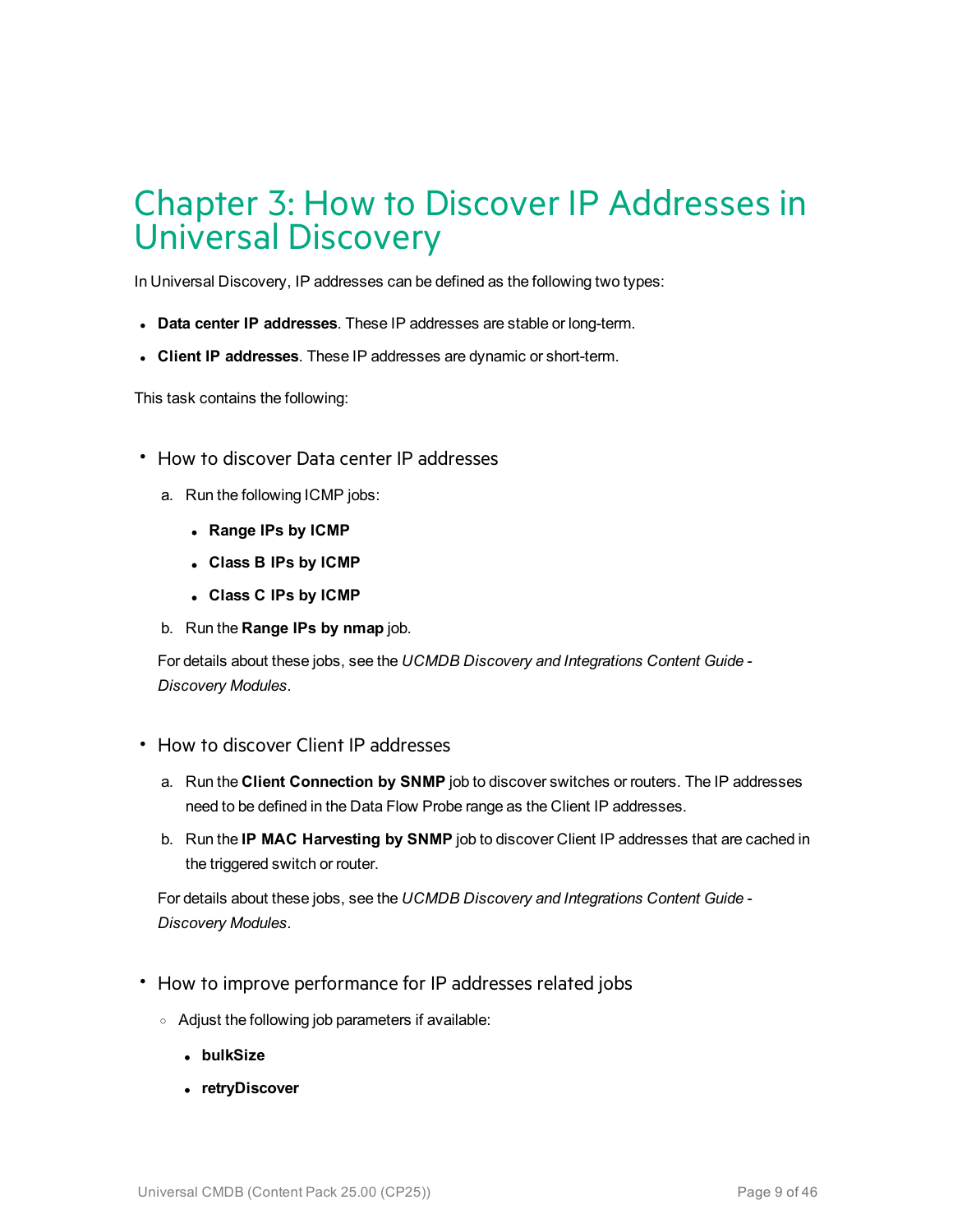# Chapter 3: How to Discover IP Addresses in Universal Discovery

In Universal Discovery, IP addresses can be defined as the following two types:

- **Data center IP addresses**. These IP addresses are stable or long-term.
- **Client IP addresses**. These IP addresses are dynamic or short-term.

This task contains the following:

- How to discover Data center IP addresses

  a. Run the following ICMP jobs:

     - **Range IPs by ICMP**
     - **Class B IPs by ICMP**
     - **Class C IPs by ICMP**

  b. Run the **Range IPs by nmap** job.

  For details about these jobs, see the *UCMDB Discovery and Integrations Content Guide - Discovery Modules*.

- How to discover Client IP addresses

  a. Run the **Client Connection by SNMP** job to discover switches or routers. The IP addresses need to be defined in the Data Flow Probe range as the Client IP addresses.

  b. Run the **IP MAC Harvesting by SNMP** job to discover Client IP addresses that are cached in the triggered switch or router.

  For details about these jobs, see the *UCMDB Discovery and Integrations Content Guide - Discovery Modules*.

- How to improve performance for IP addresses related jobs

  - Adjust the following job parameters if available:

    - **bulkSize**
    - **retryDiscover**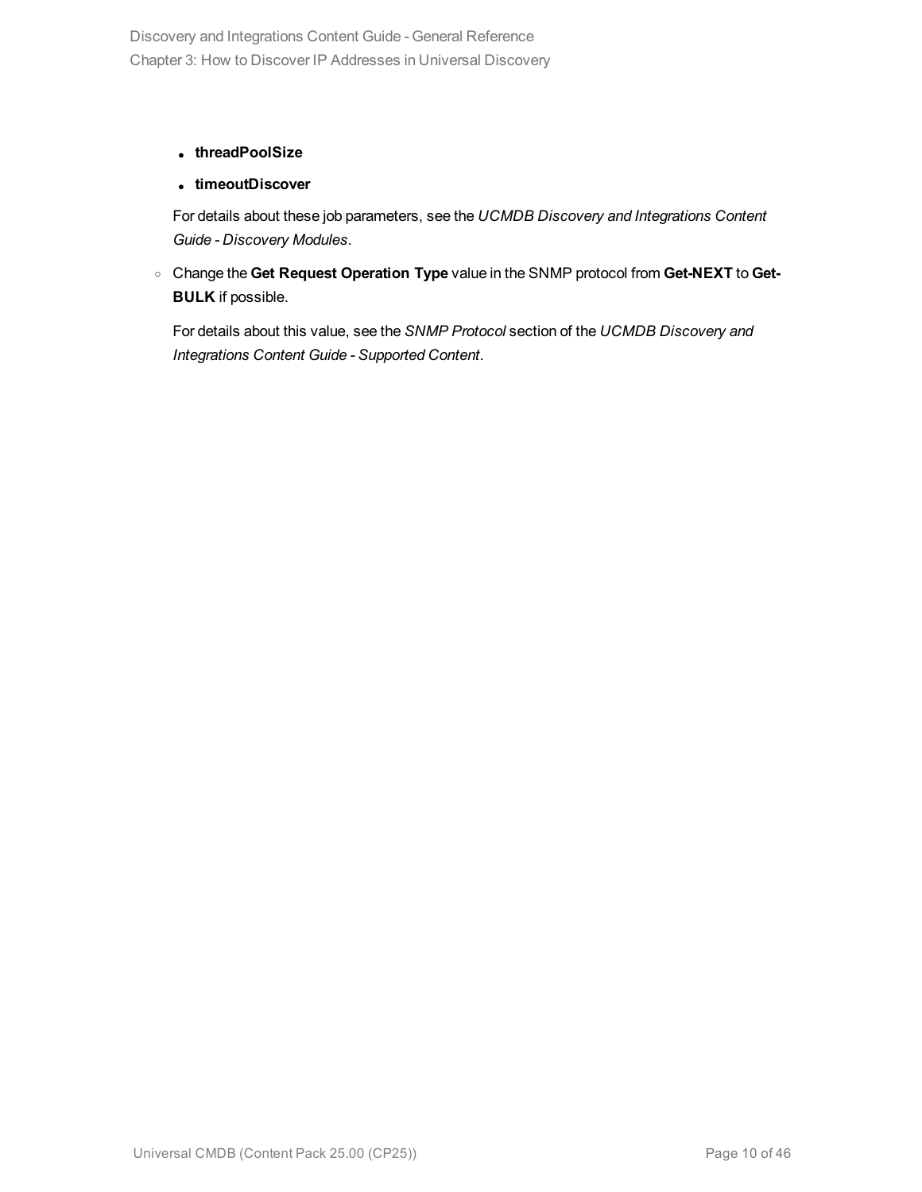- **threadPoolSize**
- **timeoutDiscover**

  For details about these job parameters, see the *UCMDB Discovery and Integrations Content Guide - Discovery Modules*.

- Change the **Get Request Operation Type** value in the SNMP protocol from **Get-NEXT** to **Get-BULK** if possible.

  For details about this value, see the *SNMP Protocol* section of the *UCMDB Discovery and Integrations Content Guide - Supported Content*.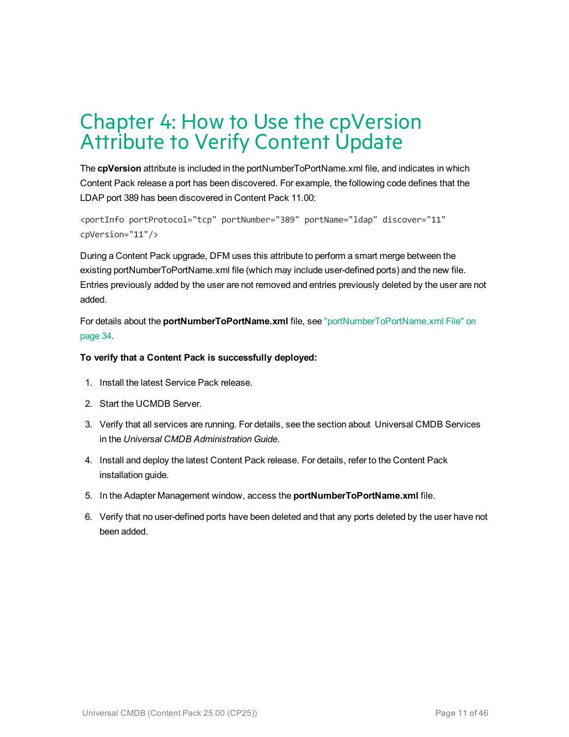# Chapter 4: How to Use the cpVersion Attribute to Verify Content Update

The **cpVersion** attribute is included in the portNumberToPortName.xml file, and indicates in which Content Pack release a port has been discovered. For example, the following code defines that the LDAP port 389 has been discovered in Content Pack 11.00:

```
<portInfo portProtocol="tcp" portNumber="389" portName="ldap" discover="11"
cpVersion="11"/>
```

During a Content Pack upgrade, DFM uses this attribute to perform a smart merge between the existing portNumberToPortName.xml file (which may include user-defined ports) and the new file. Entries previously added by the user are not removed and entries previously deleted by the user are not added.

For details about the **portNumberToPortName.xml** file, see "portNumberToPortName.xml File" on page 34.

**To verify that a Content Pack is successfully deployed:**

1. Install the latest Service Pack release.
2. Start the UCMDB Server.
3. Verify that all services are running. For details, see the section about Universal CMDB Services in the *Universal CMDB Administration Guide*.
4. Install and deploy the latest Content Pack release. For details, refer to the Content Pack installation guide.
5. In the Adapter Management window, access the **portNumberToPortName.xml** file.
6. Verify that no user-defined ports have been deleted and that any ports deleted by the user have not been added.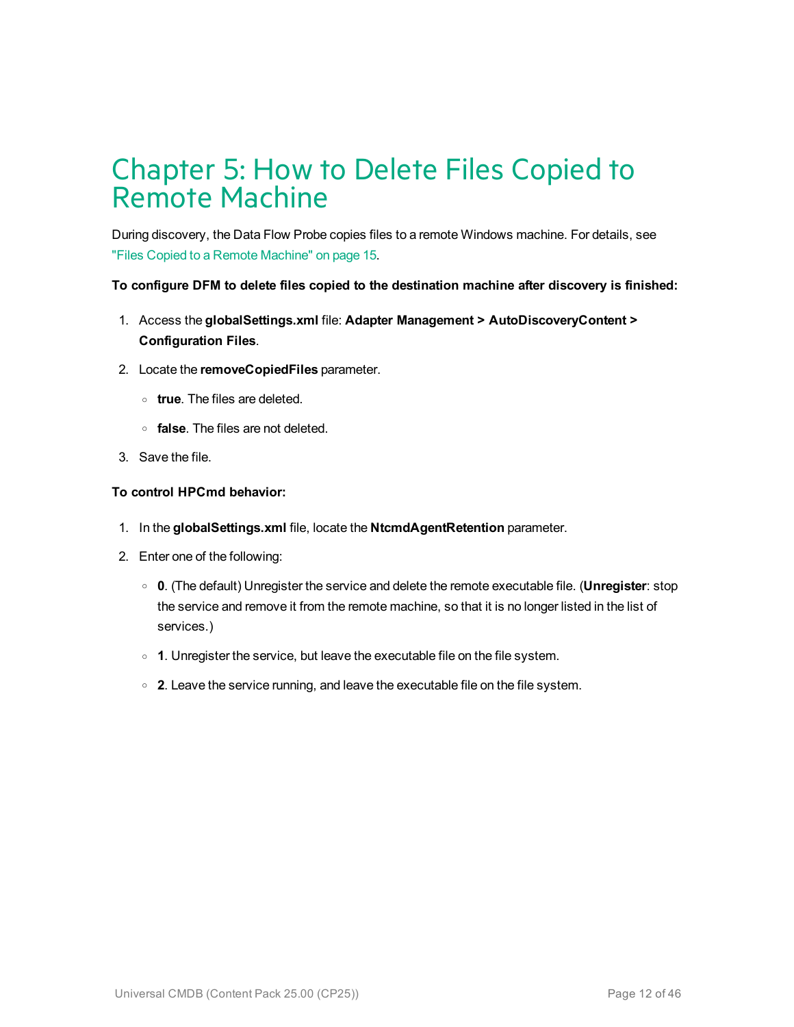# Chapter 5: How to Delete Files Copied to Remote Machine

During discovery, the Data Flow Probe copies files to a remote Windows machine. For details, see "Files Copied to a Remote Machine" on page 15.

**To configure DFM to delete files copied to the destination machine after discovery is finished:**

1. Access the **globalSettings.xml** file: **Adapter Management > AutoDiscoveryContent > Configuration Files**.
2. Locate the **removeCopiedFiles** parameter.
   - **true**. The files are deleted.
   - **false**. The files are not deleted.
3. Save the file.

**To control HPCmd behavior:**

1. In the **globalSettings.xml** file, locate the **NtcmdAgentRetention** parameter.
2. Enter one of the following:
   - **0**. (The default) Unregister the service and delete the remote executable file. (**Unregister**: stop the service and remove it from the remote machine, so that it is no longer listed in the list of services.)
   - **1**. Unregister the service, but leave the executable file on the file system.
   - **2**. Leave the service running, and leave the executable file on the file system.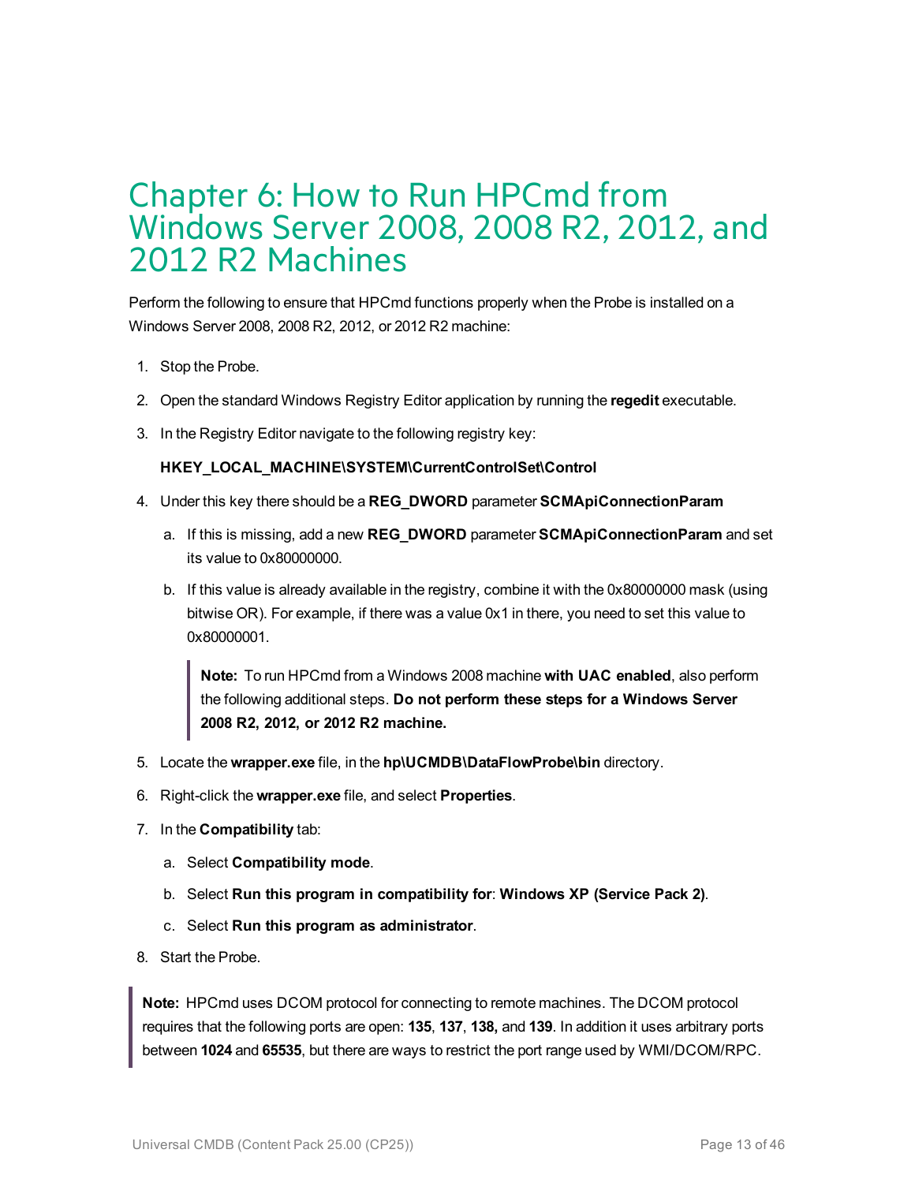# Chapter 6: How to Run HPCmd from Windows Server 2008, 2008 R2, 2012, and 2012 R2 Machines

Perform the following to ensure that HPCmd functions properly when the Probe is installed on a Windows Server 2008, 2008 R2, 2012, or 2012 R2 machine:

1. Stop the Probe.
2. Open the standard Windows Registry Editor application by running the **regedit** executable.
3. In the Registry Editor navigate to the following registry key:

   **HKEY_LOCAL_MACHINE\SYSTEM\CurrentControlSet\Control**

4. Under this key there should be a **REG_DWORD** parameter **SCMApiConnectionParam**
   a. If this is missing, add a new **REG_DWORD** parameter **SCMApiConnectionParam** and set its value to 0x80000000.
   b. If this value is already available in the registry, combine it with the 0x80000000 mask (using bitwise OR). For example, if there was a value 0x1 in there, you need to set this value to 0x80000001.

   > **Note:** To run HPCmd from a Windows 2008 machine **with UAC enabled**, also perform the following additional steps. **Do not perform these steps for a Windows Server 2008 R2, 2012, or 2012 R2 machine.**

5. Locate the **wrapper.exe** file, in the **hp\UCMDB\DataFlowProbe\bin** directory.
6. Right-click the **wrapper.exe** file, and select **Properties**.
7. In the **Compatibility** tab:
   a. Select **Compatibility mode**.
   b. Select **Run this program in compatibility for**: **Windows XP (Service Pack 2)**.
   c. Select **Run this program as administrator**.
8. Start the Probe.

> **Note:** HPCmd uses DCOM protocol for connecting to remote machines. The DCOM protocol requires that the following ports are open: **135**, **137**, **138,** and **139**. In addition it uses arbitrary ports between **1024** and **65535**, but there are ways to restrict the port range used by WMI/DCOM/RPC.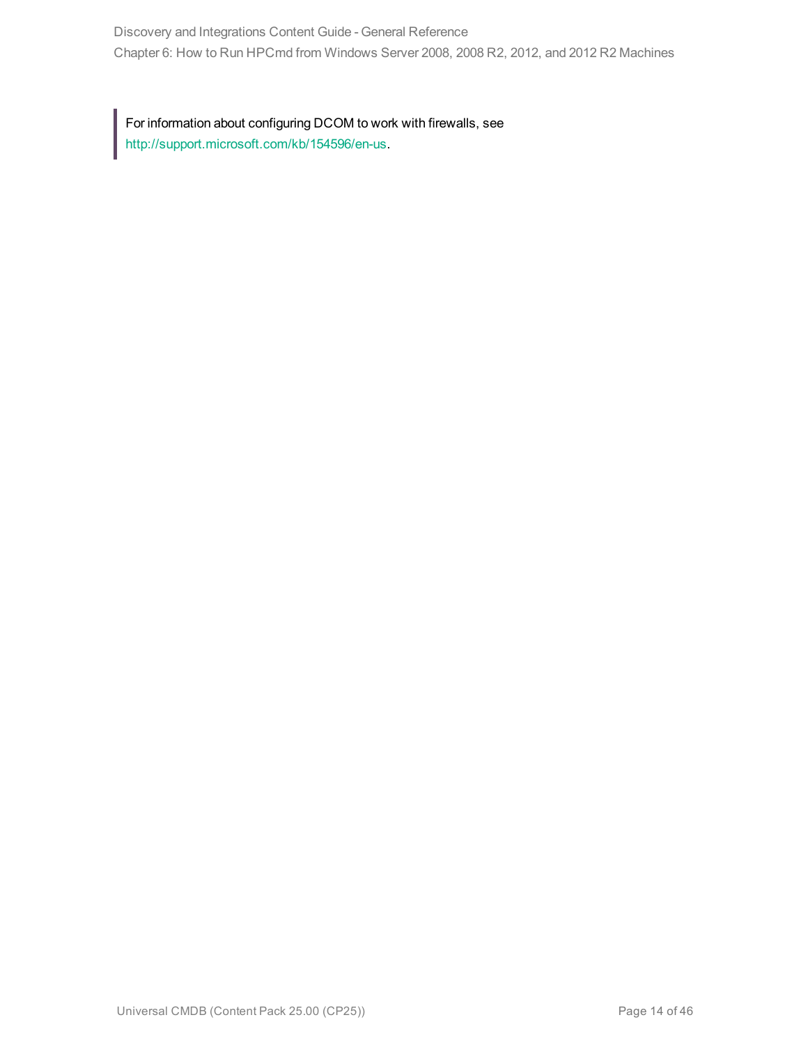> For information about configuring DCOM to work with firewalls, see http://support.microsoft.com/kb/154596/en-us.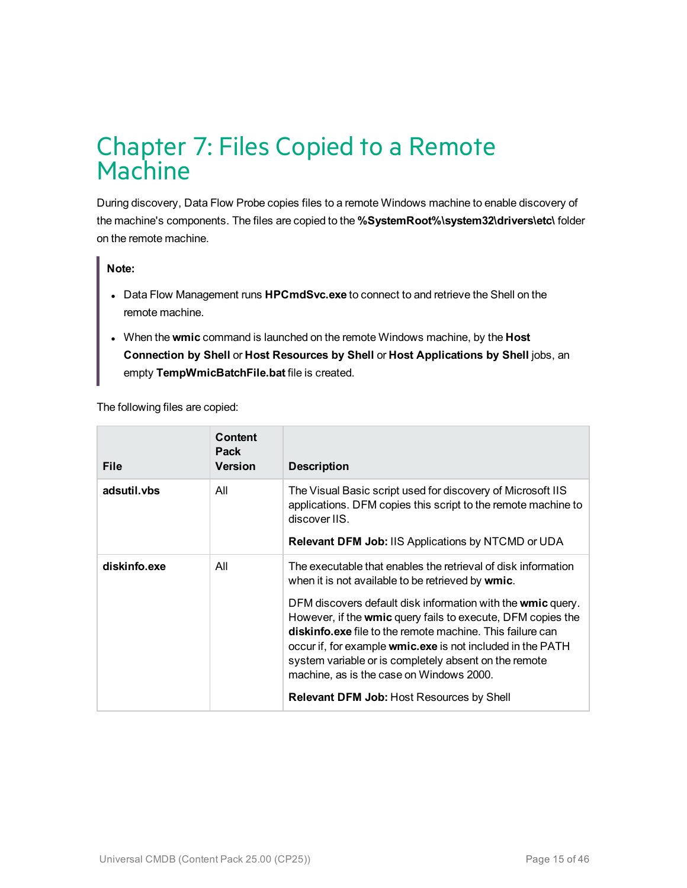# Chapter 7: Files Copied to a Remote Machine

During discovery, Data Flow Probe copies files to a remote Windows machine to enable discovery of the machine's components. The files are copied to the **%SystemRoot%\system32\drivers\etc\** folder on the remote machine.

> **Note:**
>
> - Data Flow Management runs **HPCmdSvc.exe** to connect to and retrieve the Shell on the remote machine.
> - When the **wmic** command is launched on the remote Windows machine, by the **Host Connection by Shell** or **Host Resources by Shell** or **Host Applications by Shell** jobs, an empty **TempWmicBatchFile.bat** file is created.

The following files are copied:

| File | Content Pack Version | Description |
|---|---|---|
| **adsutil.vbs** | All | The Visual Basic script used for discovery of Microsoft IIS applications. DFM copies this script to the remote machine to discover IIS.<br><br>**Relevant DFM Job:** IIS Applications by NTCMD or UDA |
| **diskinfo.exe** | All | The executable that enables the retrieval of disk information when it is not available to be retrieved by **wmic**.<br><br>DFM discovers default disk information with the **wmic** query. However, if the **wmic** query fails to execute, DFM copies the **diskinfo.exe** file to the remote machine. This failure can occur if, for example **wmic.exe** is not included in the PATH system variable or is completely absent on the remote machine, as is the case on Windows 2000.<br><br>**Relevant DFM Job:** Host Resources by Shell |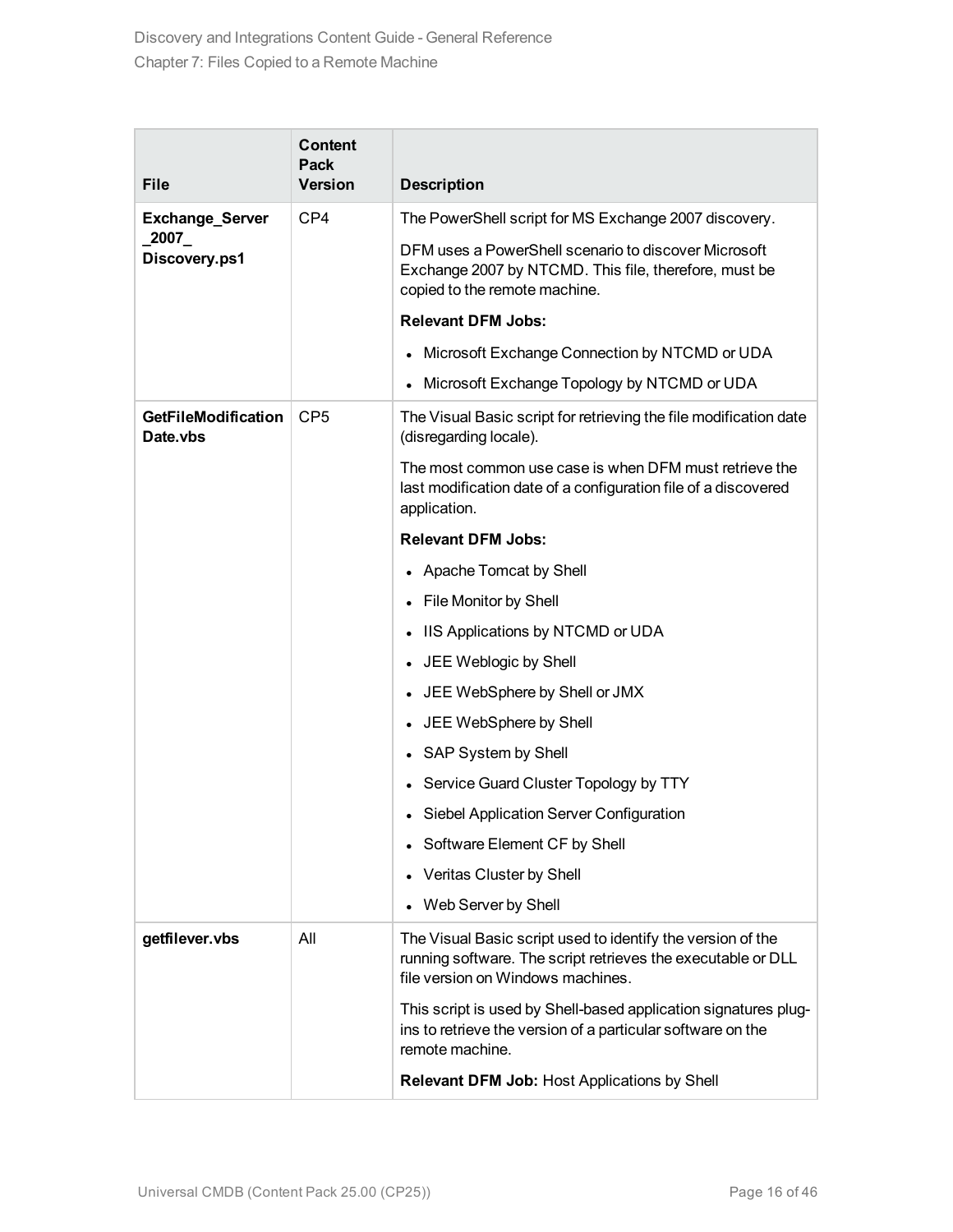| File | Content Pack Version | Description |
| --- | --- | --- |
| **Exchange_Server _2007_ Discovery.ps1** | CP4 | The PowerShell script for MS Exchange 2007 discovery.<br><br>DFM uses a PowerShell scenario to discover Microsoft Exchange 2007 by NTCMD. This file, therefore, must be copied to the remote machine.<br><br>**Relevant DFM Jobs:**<br><br>• Microsoft Exchange Connection by NTCMD or UDA<br>• Microsoft Exchange Topology by NTCMD or UDA |
| **GetFileModification Date.vbs** | CP5 | The Visual Basic script for retrieving the file modification date (disregarding locale).<br><br>The most common use case is when DFM must retrieve the last modification date of a configuration file of a discovered application.<br><br>**Relevant DFM Jobs:**<br><br>• Apache Tomcat by Shell<br>• File Monitor by Shell<br>• IIS Applications by NTCMD or UDA<br>• JEE Weblogic by Shell<br>• JEE WebSphere by Shell or JMX<br>• JEE WebSphere by Shell<br>• SAP System by Shell<br>• Service Guard Cluster Topology by TTY<br>• Siebel Application Server Configuration<br>• Software Element CF by Shell<br>• Veritas Cluster by Shell<br>• Web Server by Shell |
| **getfilever.vbs** | All | The Visual Basic script used to identify the version of the running software. The script retrieves the executable or DLL file version on Windows machines.<br><br>This script is used by Shell-based application signatures plug-ins to retrieve the version of a particular software on the remote machine.<br><br>**Relevant DFM Job:** Host Applications by Shell |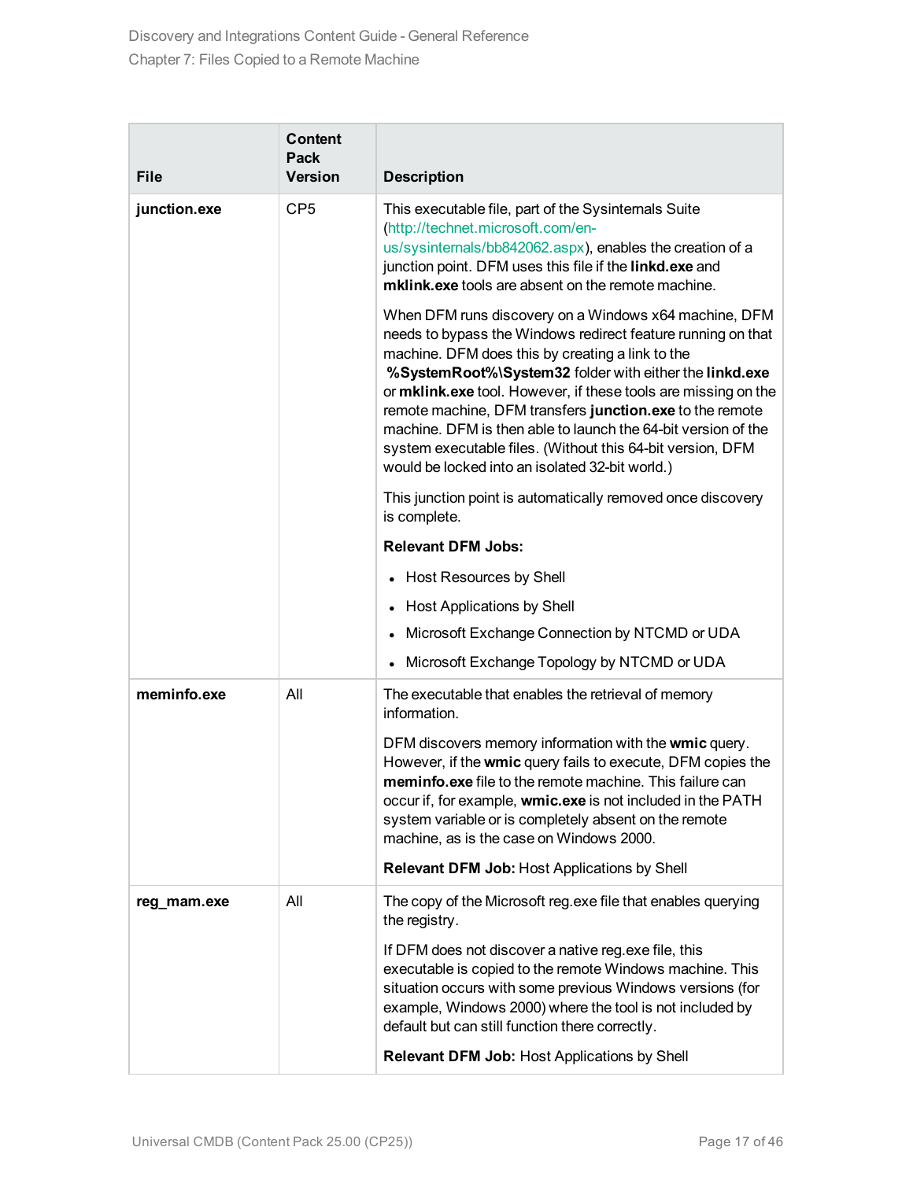| File | Content Pack Version | Description |
| --- | --- | --- |
| **junction.exe** | CP5 | This executable file, part of the Sysinternals Suite (http://technet.microsoft.com/en-us/sysinternals/bb842062.aspx), enables the creation of a junction point. DFM uses this file if the **linkd.exe** and **mklink.exe** tools are absent on the remote machine.<br><br>When DFM runs discovery on a Windows x64 machine, DFM needs to bypass the Windows redirect feature running on that machine. DFM does this by creating a link to the **%SystemRoot%\System32** folder with either the **linkd.exe** or **mklink.exe** tool. However, if these tools are missing on the remote machine, DFM transfers **junction.exe** to the remote machine. DFM is then able to launch the 64-bit version of the system executable files. (Without this 64-bit version, DFM would be locked into an isolated 32-bit world.)<br><br>This junction point is automatically removed once discovery is complete.<br><br>**Relevant DFM Jobs:**<br><br>• Host Resources by Shell<br>• Host Applications by Shell<br>• Microsoft Exchange Connection by NTCMD or UDA<br>• Microsoft Exchange Topology by NTCMD or UDA |
| **meminfo.exe** | All | The executable that enables the retrieval of memory information.<br><br>DFM discovers memory information with the **wmic** query. However, if the **wmic** query fails to execute, DFM copies the **meminfo.exe** file to the remote machine. This failure can occur if, for example, **wmic.exe** is not included in the PATH system variable or is completely absent on the remote machine, as is the case on Windows 2000.<br><br>**Relevant DFM Job:** Host Applications by Shell |
| **reg_mam.exe** | All | The copy of the Microsoft reg.exe file that enables querying the registry.<br><br>If DFM does not discover a native reg.exe file, this executable is copied to the remote Windows machine. This situation occurs with some previous Windows versions (for example, Windows 2000) where the tool is not included by default but can still function there correctly.<br><br>**Relevant DFM Job:** Host Applications by Shell |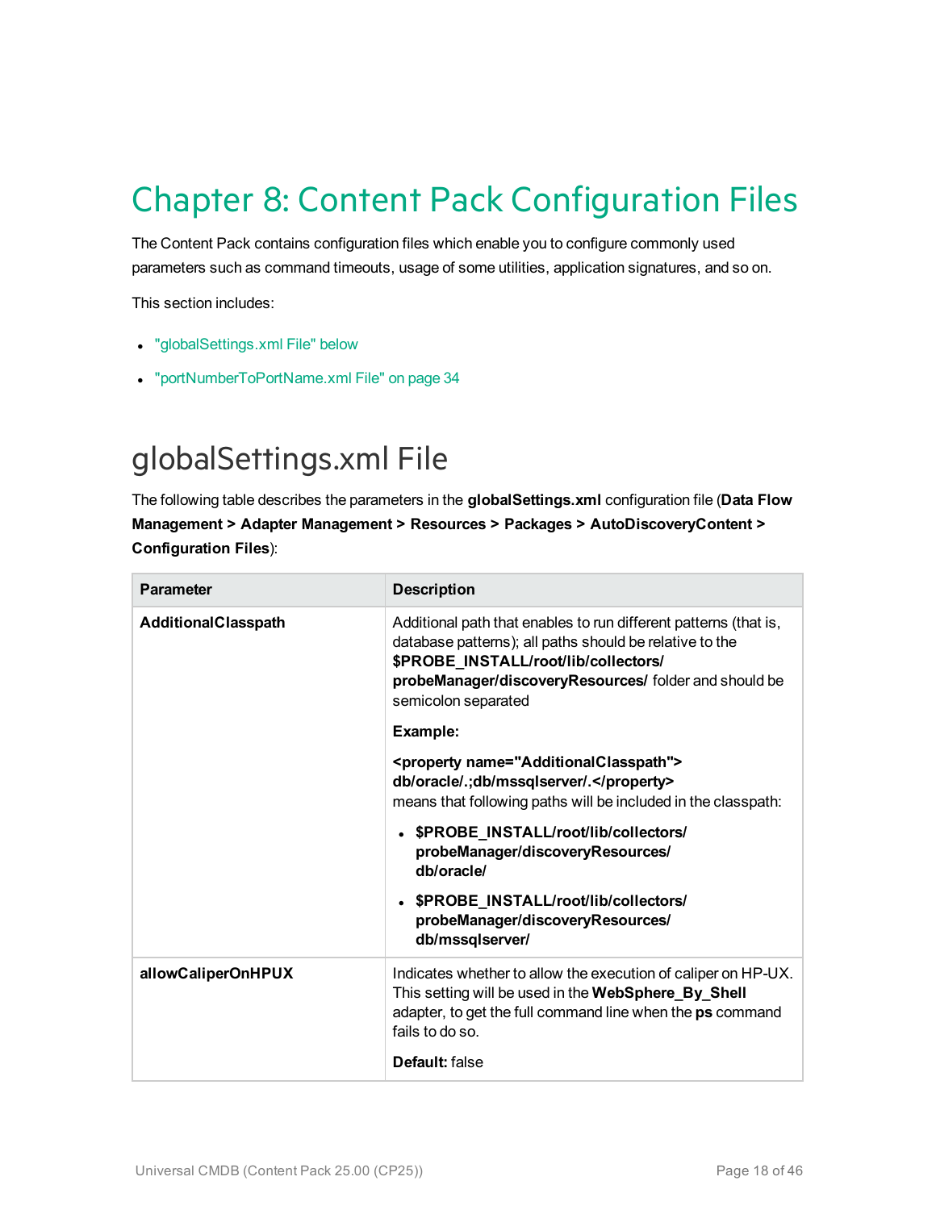# Chapter 8: Content Pack Configuration Files

The Content Pack contains configuration files which enable you to configure commonly used parameters such as command timeouts, usage of some utilities, application signatures, and so on.

This section includes:

- "globalSettings.xml File" below
- "portNumberToPortName.xml File" on page 34

## globalSettings.xml File

The following table describes the parameters in the **globalSettings.xml** configuration file (**Data Flow Management > Adapter Management > Resources > Packages > AutoDiscoveryContent > Configuration Files**):

| Parameter | Description |
|---|---|
| **AdditionalClasspath** | Additional path that enables to run different patterns (that is, database patterns); all paths should be relative to the **$PROBE_INSTALL/root/lib/collectors/probeManager/discoveryResources/** folder and should be semicolon separated<br><br>**Example:**<br><br>**<property name="AdditionalClasspath"> db/oracle/.;db/mssqlserver/.</property>** means that following paths will be included in the classpath:<br><br>• **$PROBE_INSTALL/root/lib/collectors/probeManager/discoveryResources/db/oracle/**<br>• **$PROBE_INSTALL/root/lib/collectors/probeManager/discoveryResources/db/mssqlserver/** |
| **allowCaliperOnHPUX** | Indicates whether to allow the execution of caliper on HP-UX. This setting will be used in the **WebSphere_By_Shell** adapter, to get the full command line when the **ps** command fails to do so.<br><br>**Default:** false |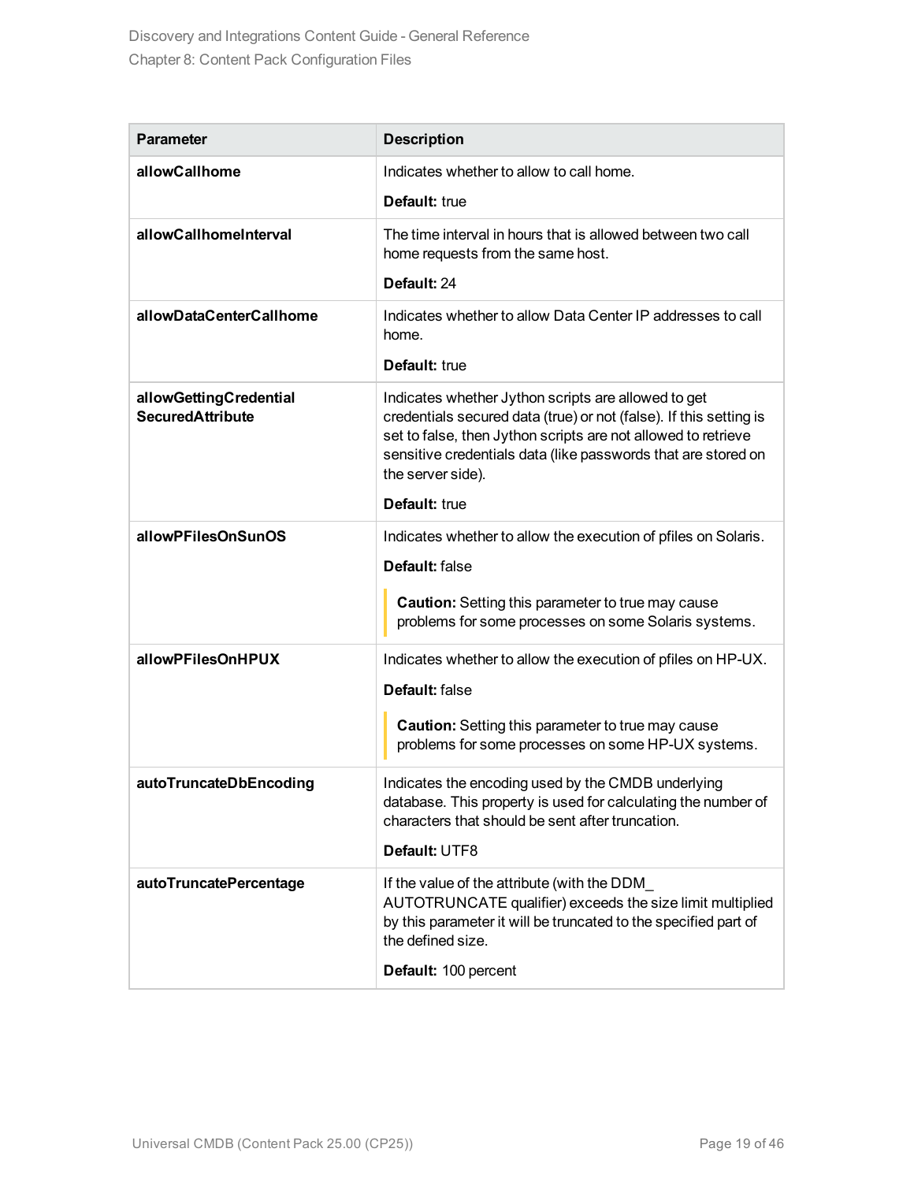| Parameter | Description |
| --- | --- |
| **allowCallhome** | Indicates whether to allow to call home.<br><br>**Default:** true |
| **allowCallhomeInterval** | The time interval in hours that is allowed between two call home requests from the same host.<br><br>**Default:** 24 |
| **allowDataCenterCallhome** | Indicates whether to allow Data Center IP addresses to call home.<br><br>**Default:** true |
| **allowGettingCredential SecuredAttribute** | Indicates whether Jython scripts are allowed to get credentials secured data (true) or not (false). If this setting is set to false, then Jython scripts are not allowed to retrieve sensitive credentials data (like passwords that are stored on the server side).<br><br>**Default:** true |
| **allowPFilesOnSunOS** | Indicates whether to allow the execution of pfiles on Solaris.<br><br>**Default:** false<br><br>**Caution:** Setting this parameter to true may cause problems for some processes on some Solaris systems. |
| **allowPFilesOnHPUX** | Indicates whether to allow the execution of pfiles on HP-UX.<br><br>**Default:** false<br><br>**Caution:** Setting this parameter to true may cause problems for some processes on some HP-UX systems. |
| **autoTruncateDbEncoding** | Indicates the encoding used by the CMDB underlying database. This property is used for calculating the number of characters that should be sent after truncation.<br><br>**Default:** UTF8 |
| **autoTruncatePercentage** | If the value of the attribute (with the DDM_AUTOTRUNCATE qualifier) exceeds the size limit multiplied by this parameter it will be truncated to the specified part of the defined size.<br><br>**Default:** 100 percent |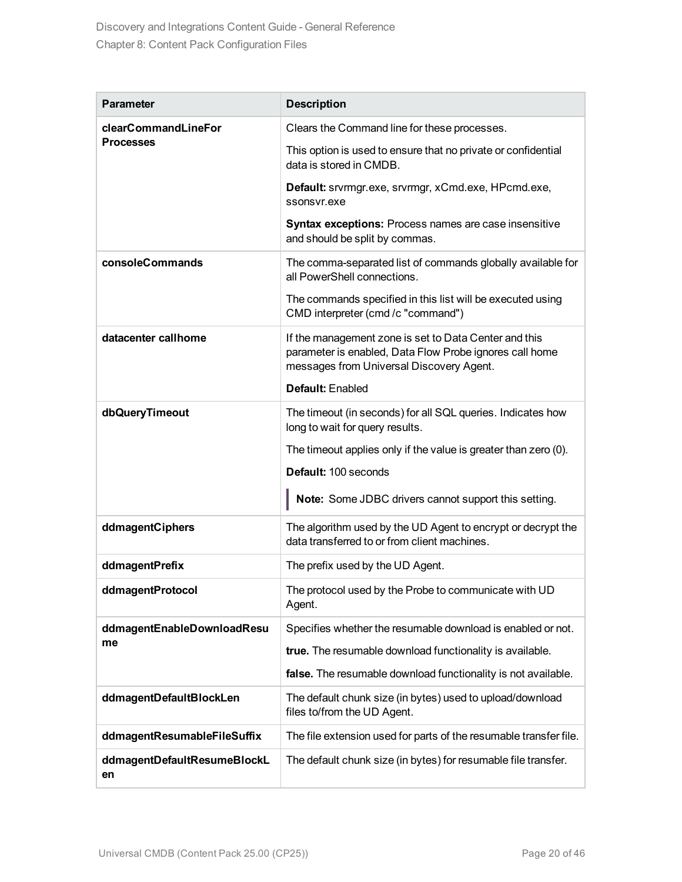| Parameter | Description |
|---|---|
| **clearCommandLineForProcesses** | Clears the Command line for these processes.<br><br>This option is used to ensure that no private or confidential data is stored in CMDB.<br><br>**Default:** srvrmgr.exe, srvrmgr, xCmd.exe, HPcmd.exe, ssonsvr.exe<br><br>**Syntax exceptions:** Process names are case insensitive and should be split by commas. |
| **consoleCommands** | The comma-separated list of commands globally available for all PowerShell connections.<br><br>The commands specified in this list will be executed using CMD interpreter (cmd /c "command") |
| **datacenter callhome** | If the management zone is set to Data Center and this parameter is enabled, Data Flow Probe ignores call home messages from Universal Discovery Agent.<br><br>**Default:** Enabled |
| **dbQueryTimeout** | The timeout (in seconds) for all SQL queries. Indicates how long to wait for query results.<br><br>The timeout applies only if the value is greater than zero (0).<br><br>**Default:** 100 seconds<br><br>**Note:** Some JDBC drivers cannot support this setting. |
| **ddmagentCiphers** | The algorithm used by the UD Agent to encrypt or decrypt the data transferred to or from client machines. |
| **ddmagentPrefix** | The prefix used by the UD Agent. |
| **ddmagentProtocol** | The protocol used by the Probe to communicate with UD Agent. |
| **ddmagentEnableDownloadResume** | Specifies whether the resumable download is enabled or not.<br><br>**true.** The resumable download functionality is available.<br><br>**false.** The resumable download functionality is not available. |
| **ddmagentDefaultBlockLen** | The default chunk size (in bytes) used to upload/download files to/from the UD Agent. |
| **ddmagentResumableFileSuffix** | The file extension used for parts of the resumable transfer file. |
| **ddmagentDefaultResumeBlockLen** | The default chunk size (in bytes) for resumable file transfer. |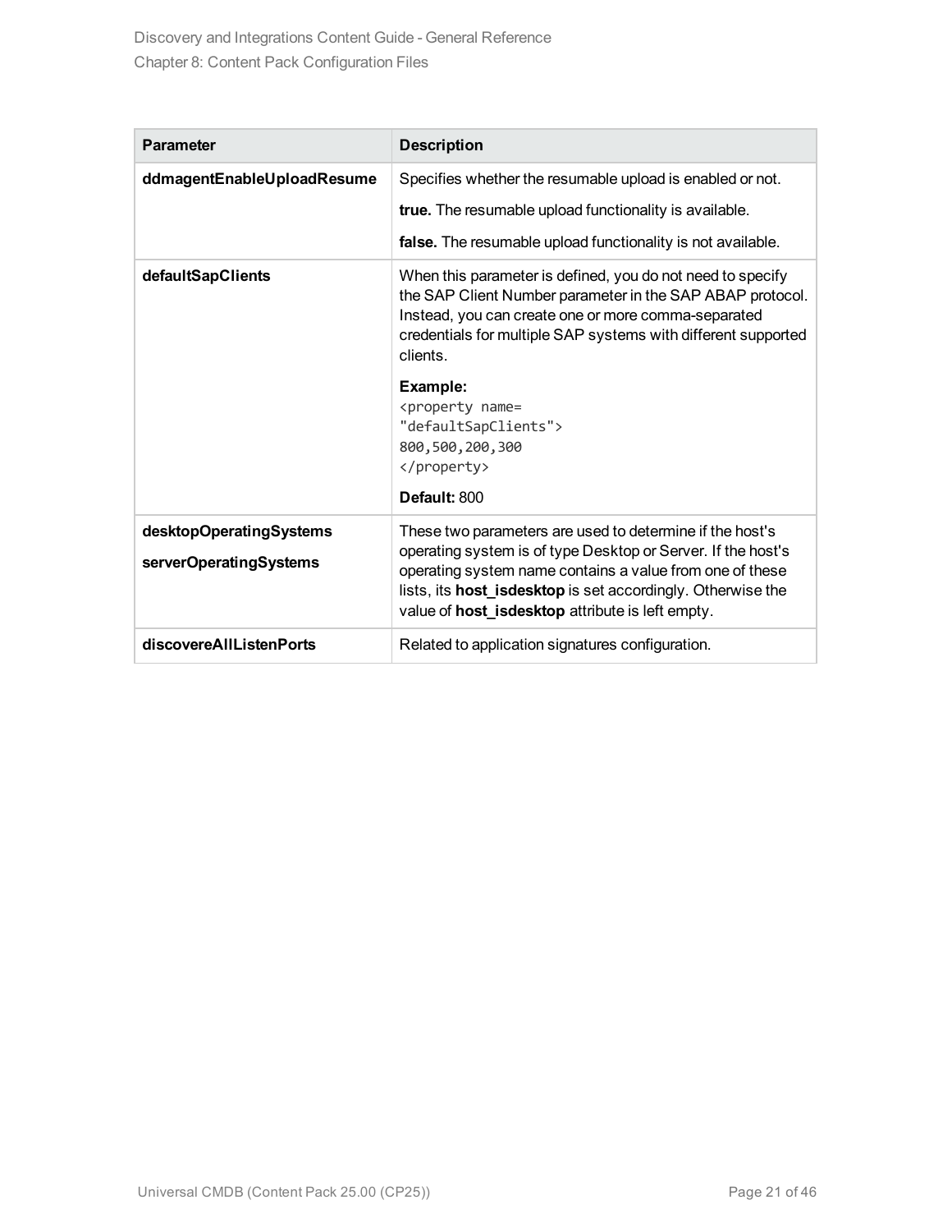| Parameter | Description |
| --- | --- |
| **ddmagentEnableUploadResume** | Specifies whether the resumable upload is enabled or not.<br><br>**true.** The resumable upload functionality is available.<br><br>**false.** The resumable upload functionality is not available. |
| **defaultSapClients** | When this parameter is defined, you do not need to specify the SAP Client Number parameter in the SAP ABAP protocol. Instead, you can create one or more comma-separated credentials for multiple SAP systems with different supported clients.<br><br>**Example:**<br>`<property name=`<br>`"defaultSapClients">`<br>`800,500,200,300`<br>`</property>`<br><br>**Default:** 800 |
| **desktopOperatingSystems**<br><br>**serverOperatingSystems** | These two parameters are used to determine if the host's operating system is of type Desktop or Server. If the host's operating system name contains a value from one of these lists, its **host_isdesktop** is set accordingly. Otherwise the value of **host_isdesktop** attribute is left empty. |
| **discovereAllListenPorts** | Related to application signatures configuration. |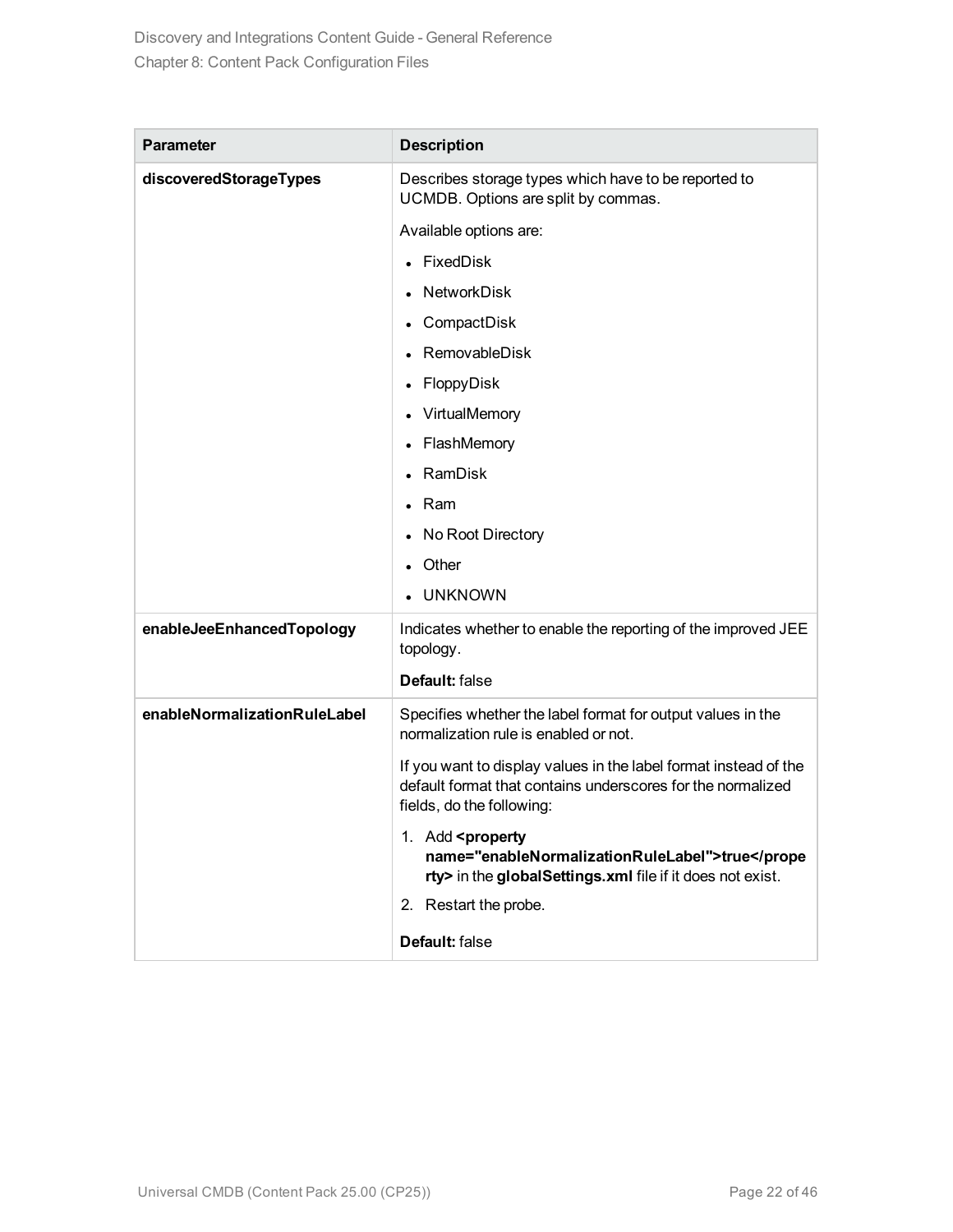| Parameter | Description |
|---|---|
| **discoveredStorageTypes** | Describes storage types which have to be reported to UCMDB. Options are split by commas.<br><br>Available options are:<br>• FixedDisk<br>• NetworkDisk<br>• CompactDisk<br>• RemovableDisk<br>• FloppyDisk<br>• VirtualMemory<br>• FlashMemory<br>• RamDisk<br>• Ram<br>• No Root Directory<br>• Other<br>• UNKNOWN |
| **enableJeeEnhancedTopology** | Indicates whether to enable the reporting of the improved JEE topology.<br><br>**Default:** false |
| **enableNormalizationRuleLabel** | Specifies whether the label format for output values in the normalization rule is enabled or not.<br><br>If you want to display values in the label format instead of the default format that contains underscores for the normalized fields, do the following:<br><br>1. Add **<property name="enableNormalizationRuleLabel">true</property>** in the **globalSettings.xml** file if it does not exist.<br>2. Restart the probe.<br><br>**Default:** false |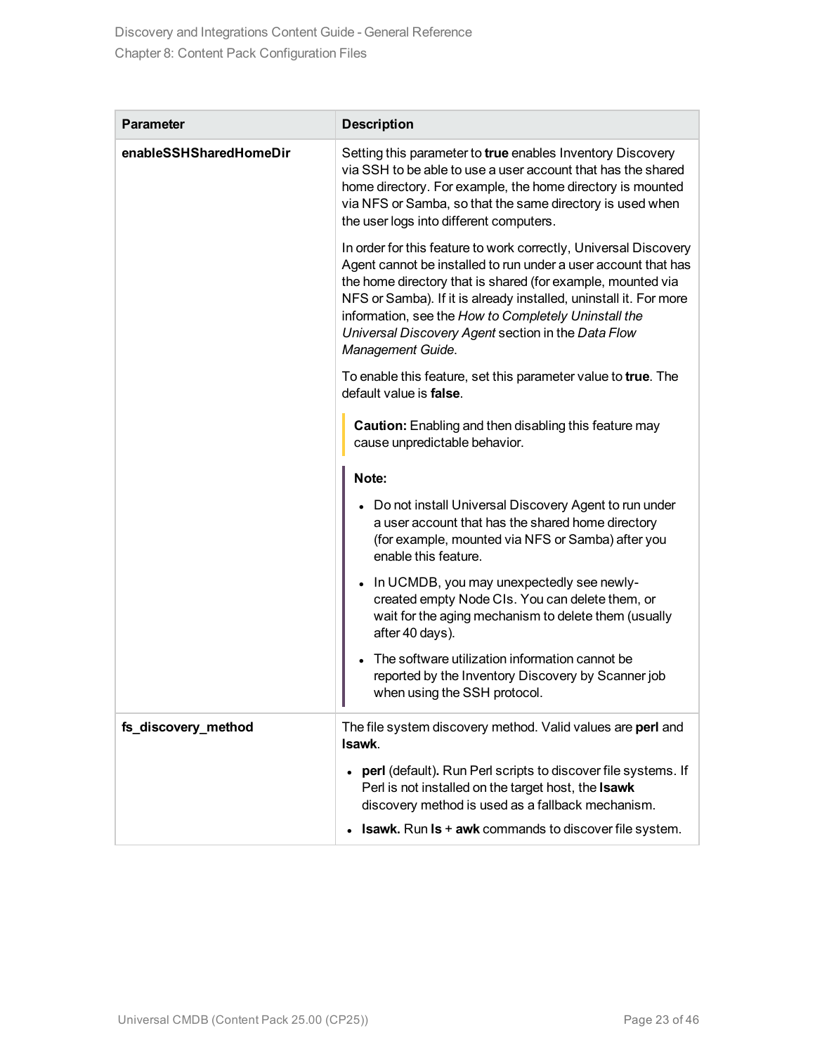| Parameter | Description |
| --- | --- |
| **enableSSHSharedHomeDir** | Setting this parameter to **true** enables Inventory Discovery via SSH to be able to use a user account that has the shared home directory. For example, the home directory is mounted via NFS or Samba, so that the same directory is used when the user logs into different computers.<br><br>In order for this feature to work correctly, Universal Discovery Agent cannot be installed to run under a user account that has the home directory that is shared (for example, mounted via NFS or Samba). If it is already installed, uninstall it. For more information, see the *How to Completely Uninstall the Universal Discovery Agent* section in the *Data Flow Management Guide*.<br><br>To enable this feature, set this parameter value to **true**. The default value is **false**.<br><br>**Caution:** Enabling and then disabling this feature may cause unpredictable behavior.<br><br>**Note:**<br>• Do not install Universal Discovery Agent to run under a user account that has the shared home directory (for example, mounted via NFS or Samba) after you enable this feature.<br>• In UCMDB, you may unexpectedly see newly-created empty Node CIs. You can delete them, or wait for the aging mechanism to delete them (usually after 40 days).<br>• The software utilization information cannot be reported by the Inventory Discovery by Scanner job when using the SSH protocol. |
| **fs_discovery_method** | The file system discovery method. Valid values are **perl** and **lsawk**.<br>• **perl** (default). Run Perl scripts to discover file systems. If Perl is not installed on the target host, the **lsawk** discovery method is used as a fallback mechanism.<br>• **lsawk.** Run **ls** + **awk** commands to discover file system. |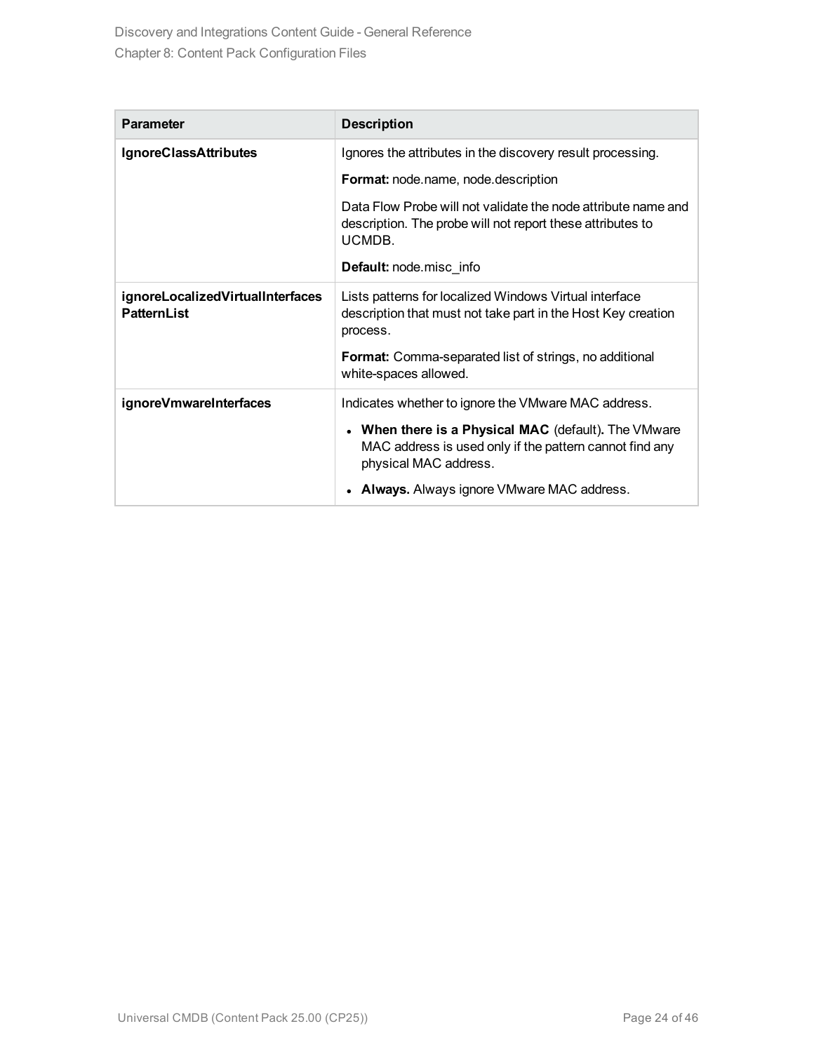| Parameter | Description |
| --- | --- |
| **IgnoreClassAttributes** | Ignores the attributes in the discovery result processing.<br><br>**Format:** node.name, node.description<br><br>Data Flow Probe will not validate the node attribute name and description. The probe will not report these attributes to UCMDB.<br><br>**Default:** node.misc_info |
| **ignoreLocalizedVirtualInterfaces PatternList** | Lists patterns for localized Windows Virtual interface description that must not take part in the Host Key creation process.<br><br>**Format:** Comma-separated list of strings, no additional white-spaces allowed. |
| **ignoreVmwareInterfaces** | Indicates whether to ignore the VMware MAC address.<br><br>• **When there is a Physical MAC** (default)**.** The VMware MAC address is used only if the pattern cannot find any physical MAC address.<br><br>• **Always.** Always ignore VMware MAC address. |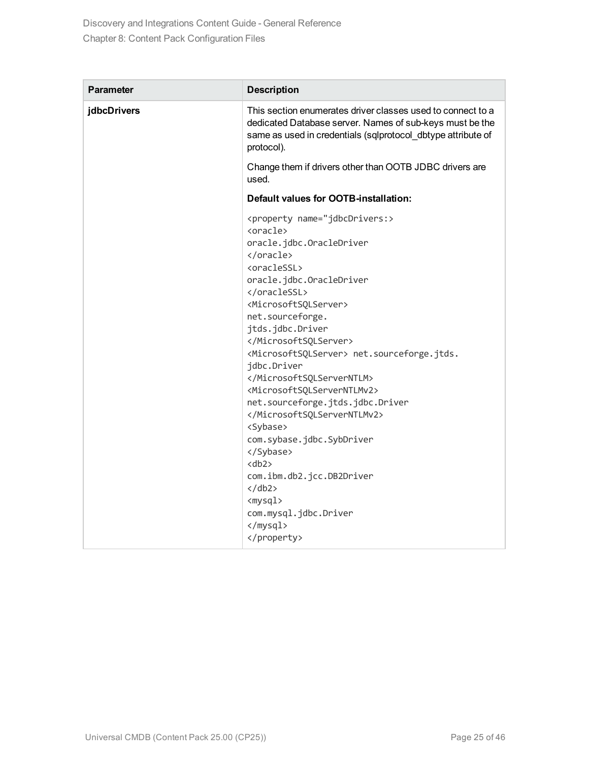| Parameter | Description |
| --- | --- |
| **jdbcDrivers** | This section enumerates driver classes used to connect to a dedicated Database server. Names of sub-keys must be the same as used in credentials (sqlprotocol_dbtype attribute of protocol).<br><br>Change them if drivers other than OOTB JDBC drivers are used.<br><br>**Default values for OOTB-installation:**<br><br>`<property name="jdbcDrivers:>`<br>`<oracle>`<br>`oracle.jdbc.OracleDriver`<br>`</oracle>`<br>`<oracleSSL>`<br>`oracle.jdbc.OracleDriver`<br>`</oracleSSL>`<br>`<MicrosoftSQLServer>`<br>`net.sourceforge.`<br>`jtds.jdbc.Driver`<br>`</MicrosoftSQLServer>`<br>`<MicrosoftSQLServer> net.sourceforge.jtds.`<br>`jdbc.Driver`<br>`</MicrosoftSQLServerNTLM>`<br>`<MicrosoftSQLServerNTLMv2>`<br>`net.sourceforge.jtds.jdbc.Driver`<br>`</MicrosoftSQLServerNTLMv2>`<br>`<Sybase>`<br>`com.sybase.jdbc.SybDriver`<br>`</Sybase>`<br>`<db2>`<br>`com.ibm.db2.jcc.DB2Driver`<br>`</db2>`<br>`<mysql>`<br>`com.mysql.jdbc.Driver`<br>`</mysql>`<br>`</property>` |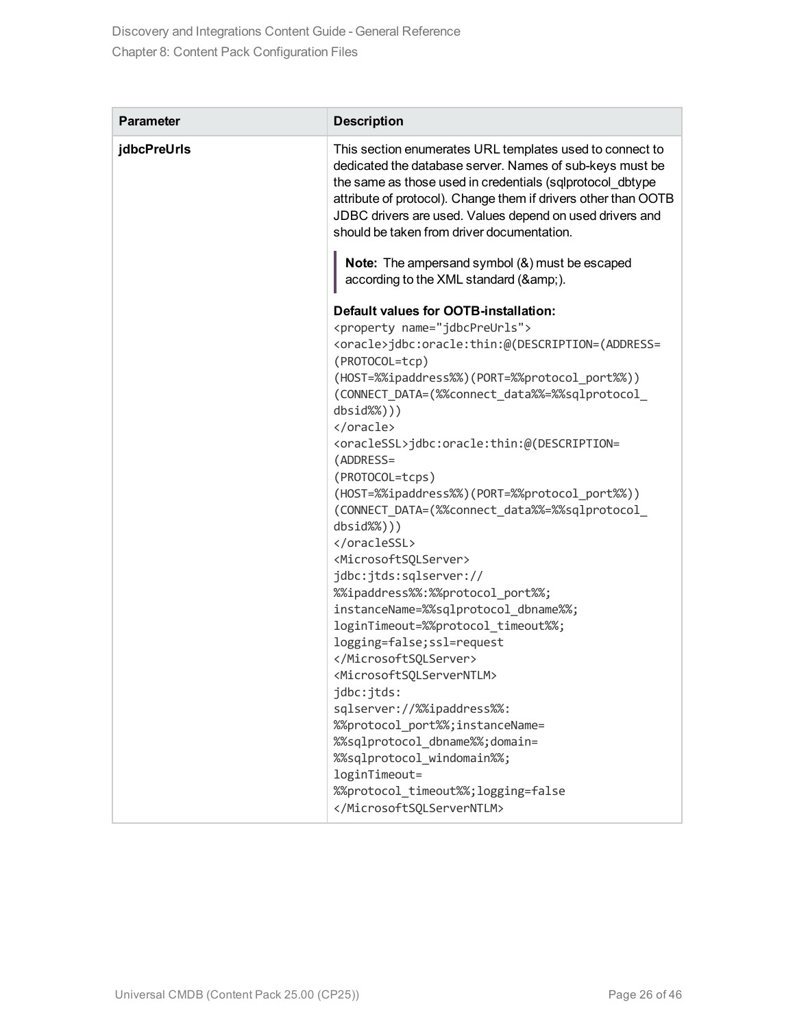| Parameter | Description |
|---|---|
| **jdbcPreUrls** | This section enumerates URL templates used to connect to dedicated the database server. Names of sub-keys must be the same as those used in credentials (sqlprotocol_dbtype attribute of protocol). Change them if drivers other than OOTB JDBC drivers are used. Values depend on used drivers and should be taken from driver documentation.<br><br>**Note:** The ampersand symbol (&) must be escaped according to the XML standard (&amp;amp;).<br><br>**Default values for OOTB-installation:**<br>`<property name="jdbcPreUrls">`<br>`<oracle>jdbc:oracle:thin:@(DESCRIPTION=(ADDRESS=`<br>`(PROTOCOL=tcp)`<br>`(HOST=%%ipaddress%%)(PORT=%%protocol_port%%))`<br>`(CONNECT_DATA=(%%connect_data%%=%%sqlprotocol_`<br>`dbsid%%)))`<br>`</oracle>`<br>`<oracleSSL>jdbc:oracle:thin:@(DESCRIPTION=`<br>`(ADDRESS=`<br>`(PROTOCOL=tcps)`<br>`(HOST=%%ipaddress%%)(PORT=%%protocol_port%%))`<br>`(CONNECT_DATA=(%%connect_data%%=%%sqlprotocol_`<br>`dbsid%%)))`<br>`</oracleSSL>`<br>`<MicrosoftSQLServer>`<br>`jdbc:jtds:sqlserver://`<br>`%%ipaddress%%:%%protocol_port%%;`<br>`instanceName=%%sqlprotocol_dbname%%;`<br>`loginTimeout=%%protocol_timeout%%;`<br>`logging=false;ssl=request`<br>`</MicrosoftSQLServer>`<br>`<MicrosoftSQLServerNTLM>`<br>`jdbc:jtds:`<br>`sqlserver://%%ipaddress%%:`<br>`%%protocol_port%%;instanceName=`<br>`%%sqlprotocol_dbname%%;domain=`<br>`%%sqlprotocol_windomain%%;`<br>`loginTimeout=`<br>`%%protocol_timeout%%;logging=false`<br>`</MicrosoftSQLServerNTLM>` |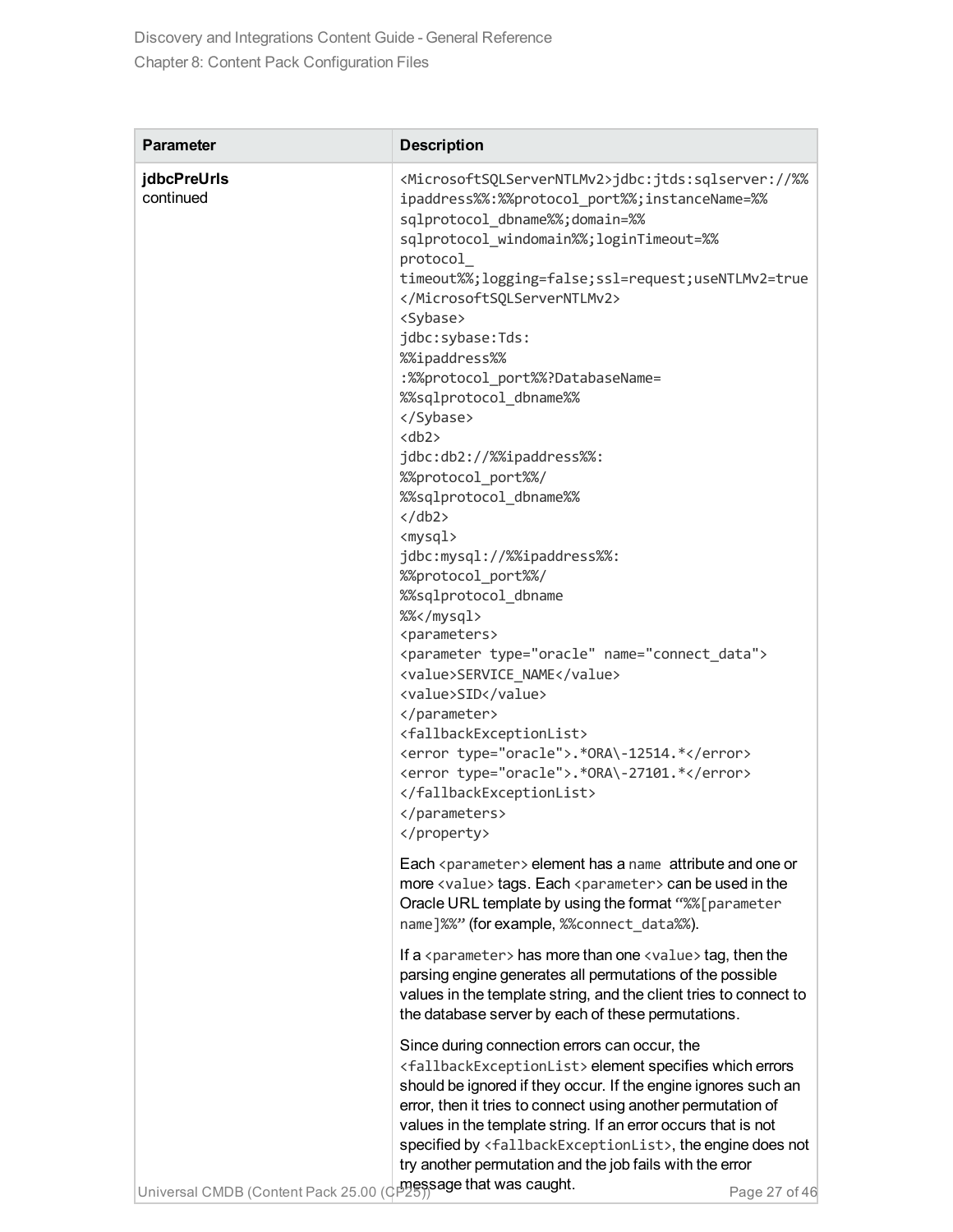| Parameter | Description |
| --- | --- |
| **jdbcPreUrls** continued | `<MicrosoftSQLServerNTLMv2>jdbc:jtds:sqlserver://%%ipaddress%%:%%protocol_port%%;instanceName=%%sqlprotocol_dbname%%;domain=%%sqlprotocol_windomain%%;loginTimeout=%%protocol_timeout%%;logging=false;ssl=request;useNTLMv2=true</MicrosoftSQLServerNTLMv2>` `<Sybase>` `jdbc:sybase:Tds:` `%%ipaddress%%` `:%%protocol_port%%?DatabaseName=` `%%sqlprotocol_dbname%%` `</Sybase>` `<db2>` `jdbc:db2://%%ipaddress%%:` `%%protocol_port%%/` `%%sqlprotocol_dbname%%` `</db2>` `<mysql>` `jdbc:mysql://%%ipaddress%%:` `%%protocol_port%%/` `%%sqlprotocol_dbname` `%%</mysql>` `<parameters>` `<parameter type="oracle" name="connect_data">` `<value>SERVICE_NAME</value>` `<value>SID</value>` `</parameter>` `<fallbackExceptionList>` `<error type="oracle">.*ORA\-12514.*</error>` `<error type="oracle">.*ORA\-27101.*</error>` `</fallbackExceptionList>` `</parameters>` `</property>`<br><br>Each `<parameter>` element has a `name` attribute and one or more `<value>` tags. Each `<parameter>` can be used in the Oracle URL template by using the format "`%%[parameter name]%%`" (for example, `%%connect_data%%`).<br><br>If a `<parameter>` has more than one `<value>` tag, then the parsing engine generates all permutations of the possible values in the template string, and the client tries to connect to the database server by each of these permutations.<br><br>Since during connection errors can occur, the `<fallbackExceptionList>` element specifies which errors should be ignored if they occur. If the engine ignores such an error, then it tries to connect using another permutation of values in the template string. If an error occurs that is not specified by `<fallbackExceptionList>`, the engine does not try another permutation and the job fails with the error message that was caught. |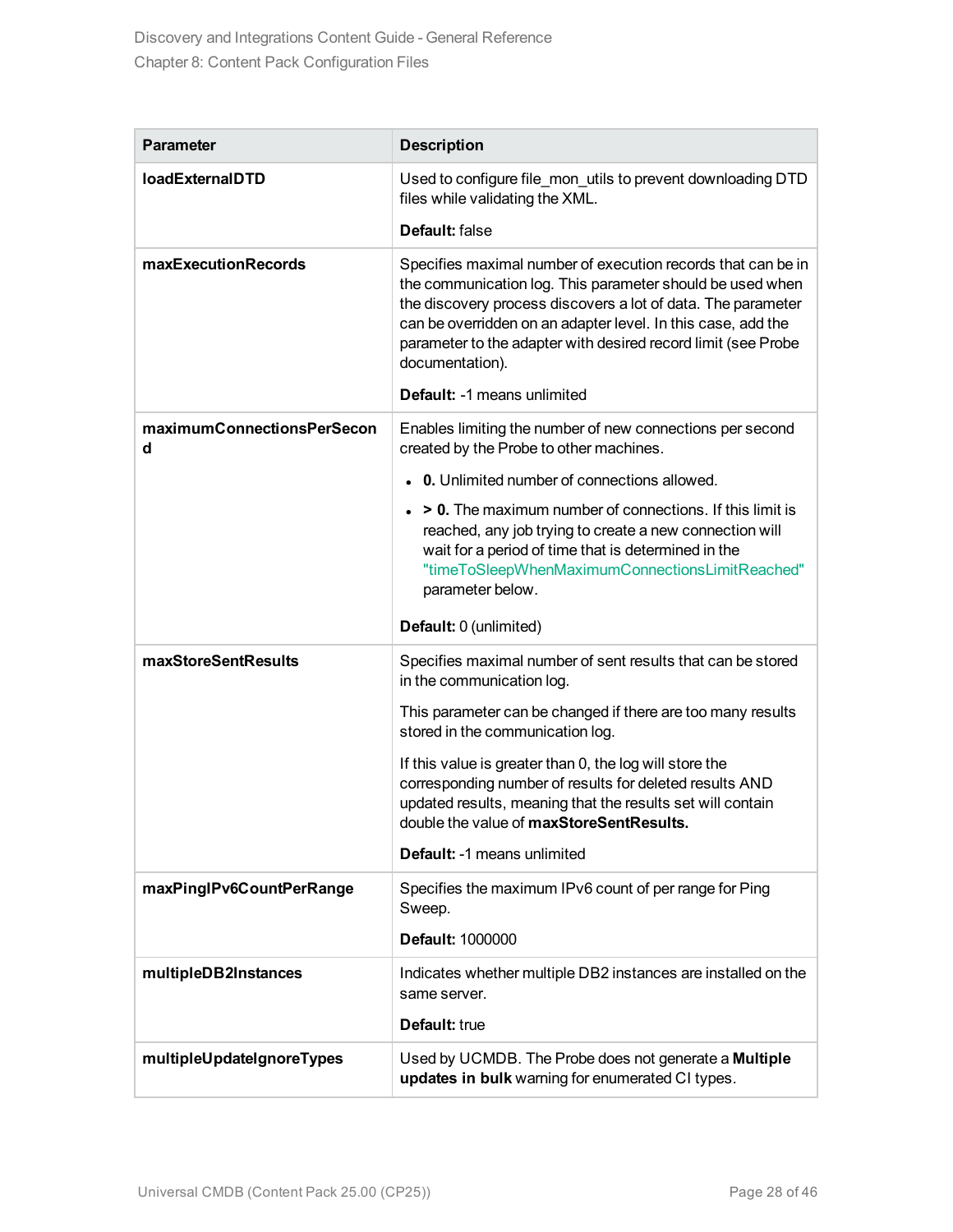| Parameter | Description |
|---|---|
| **loadExternalDTD** | Used to configure file_mon_utils to prevent downloading DTD files while validating the XML.<br><br>**Default:** false |
| **maxExecutionRecords** | Specifies maximal number of execution records that can be in the communication log. This parameter should be used when the discovery process discovers a lot of data. The parameter can be overridden on an adapter level. In this case, add the parameter to the adapter with desired record limit (see Probe documentation).<br><br>**Default:** -1 means unlimited |
| **maximumConnectionsPerSecond** | Enables limiting the number of new connections per second created by the Probe to other machines.<br><br>• **0.** Unlimited number of connections allowed.<br>• **> 0.** The maximum number of connections. If this limit is reached, any job trying to create a new connection will wait for a period of time that is determined in the "timeToSleepWhenMaximumConnectionsLimitReached" parameter below.<br><br>**Default:** 0 (unlimited) |
| **maxStoreSentResults** | Specifies maximal number of sent results that can be stored in the communication log.<br><br>This parameter can be changed if there are too many results stored in the communication log.<br><br>If this value is greater than 0, the log will store the corresponding number of results for deleted results AND updated results, meaning that the results set will contain double the value of **maxStoreSentResults.**<br><br>**Default:** -1 means unlimited |
| **maxPingIPv6CountPerRange** | Specifies the maximum IPv6 count of per range for Ping Sweep.<br><br>**Default:** 1000000 |
| **multipleDB2Instances** | Indicates whether multiple DB2 instances are installed on the same server.<br><br>**Default:** true |
| **multipleUpdateIgnoreTypes** | Used by UCMDB. The Probe does not generate a **Multiple updates in bulk** warning for enumerated CI types. |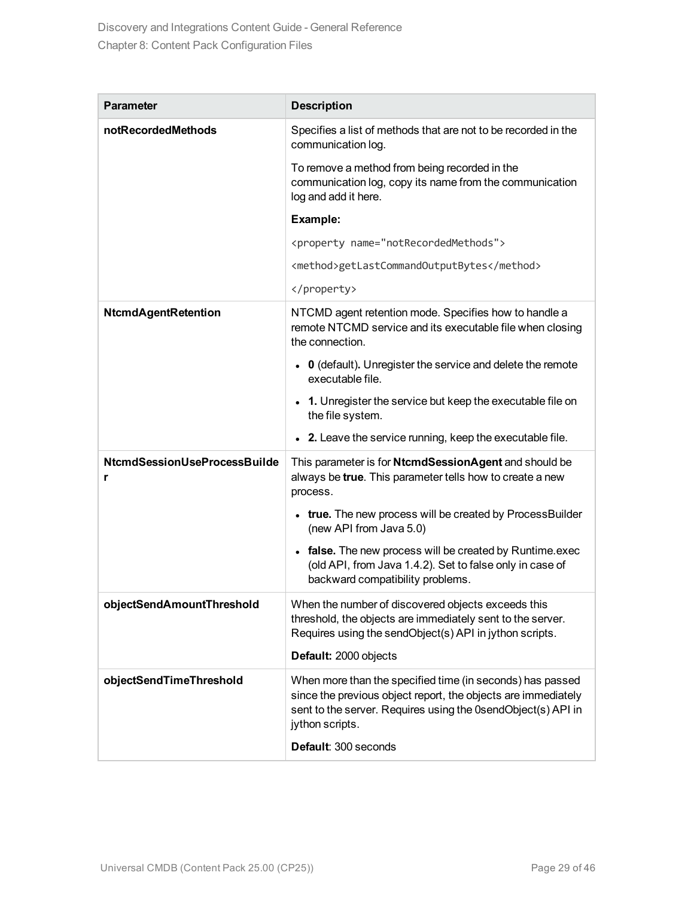| Parameter | Description |
| --- | --- |
| **notRecordedMethods** | Specifies a list of methods that are not to be recorded in the communication log.<br><br>To remove a method from being recorded in the communication log, copy its name from the communication log and add it here.<br><br>**Example:**<br><br>`<property name="notRecordedMethods">`<br><br>`<method>getLastCommandOutputBytes</method>`<br><br>`</property>` |
| **NtcmdAgentRetention** | NTCMD agent retention mode. Specifies how to handle a remote NTCMD service and its executable file when closing the connection.<br><br>• **0** (default)**.** Unregister the service and delete the remote executable file.<br><br>• **1.** Unregister the service but keep the executable file on the file system.<br><br>• **2.** Leave the service running, keep the executable file. |
| **NtcmdSessionUseProcessBuilder** | This parameter is for **NtcmdSessionAgent** and should be always be **true**. This parameter tells how to create a new process.<br><br>• **true.** The new process will be created by ProcessBuilder (new API from Java 5.0)<br><br>• **false.** The new process will be created by Runtime.exec (old API, from Java 1.4.2). Set to false only in case of backward compatibility problems. |
| **objectSendAmountThreshold** | When the number of discovered objects exceeds this threshold, the objects are immediately sent to the server. Requires using the sendObject(s) API in jython scripts.<br><br>**Default:** 2000 objects |
| **objectSendTimeThreshold** | When more than the specified time (in seconds) has passed since the previous object report, the objects are immediately sent to the server. Requires using the 0sendObject(s) API in jython scripts.<br><br>**Default**: 300 seconds |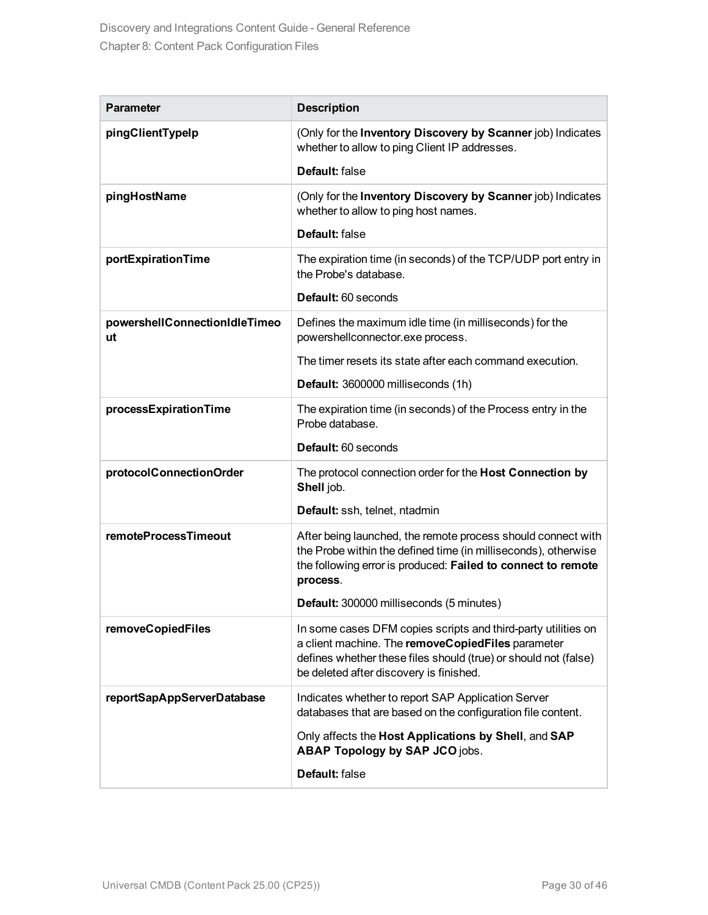| Parameter | Description |
| --- | --- |
| **pingClientTypeIp** | (Only for the **Inventory Discovery by Scanner** job) Indicates whether to allow to ping Client IP addresses.<br><br>**Default:** false |
| **pingHostName** | (Only for the **Inventory Discovery by Scanner** job) Indicates whether to allow to ping host names.<br><br>**Default:** false |
| **portExpirationTime** | The expiration time (in seconds) of the TCP/UDP port entry in the Probe's database.<br><br>**Default:** 60 seconds |
| **powershellConnectionIdleTimeout** | Defines the maximum idle time (in milliseconds) for the powershellconnector.exe process.<br><br>The timer resets its state after each command execution.<br><br>**Default:** 3600000 milliseconds (1h) |
| **processExpirationTime** | The expiration time (in seconds) of the Process entry in the Probe database.<br><br>**Default:** 60 seconds |
| **protocolConnectionOrder** | The protocol connection order for the **Host Connection by Shell** job.<br><br>**Default:** ssh, telnet, ntadmin |
| **remoteProcessTimeout** | After being launched, the remote process should connect with the Probe within the defined time (in milliseconds), otherwise the following error is produced: **Failed to connect to remote process**.<br><br>**Default:** 300000 milliseconds (5 minutes) |
| **removeCopiedFiles** | In some cases DFM copies scripts and third-party utilities on a client machine. The **removeCopiedFiles** parameter defines whether these files should (true) or should not (false) be deleted after discovery is finished. |
| **reportSapAppServerDatabase** | Indicates whether to report SAP Application Server databases that are based on the configuration file content.<br><br>Only affects the **Host Applications by Shell**, and **SAP ABAP Topology by SAP JCO** jobs.<br><br>**Default:** false |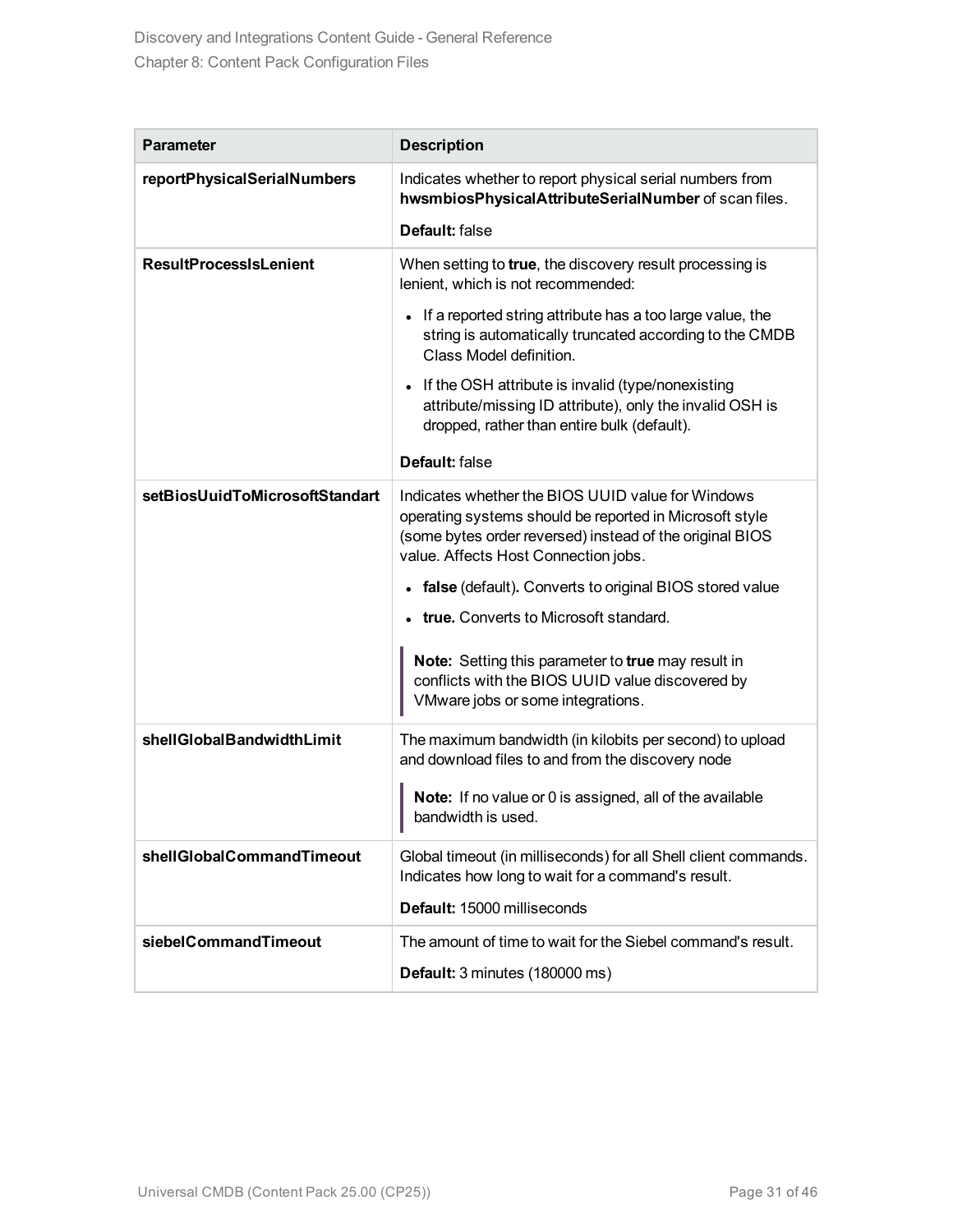| Parameter | Description |
|---|---|
| **reportPhysicalSerialNumbers** | Indicates whether to report physical serial numbers from **hwsmbiosPhysicalAttributeSerialNumber** of scan files.<br><br>**Default:** false |
| **ResultProcessIsLenient** | When setting to **true**, the discovery result processing is lenient, which is not recommended:<br><br>• If a reported string attribute has a too large value, the string is automatically truncated according to the CMDB Class Model definition.<br>• If the OSH attribute is invalid (type/nonexisting attribute/missing ID attribute), only the invalid OSH is dropped, rather than entire bulk (default).<br><br>**Default:** false |
| **setBiosUuidToMicrosoftStandart** | Indicates whether the BIOS UUID value for Windows operating systems should be reported in Microsoft style (some bytes order reversed) instead of the original BIOS value. Affects Host Connection jobs.<br><br>• **false** (default)**.** Converts to original BIOS stored value<br>• **true.** Converts to Microsoft standard.<br><br>**Note:** Setting this parameter to **true** may result in conflicts with the BIOS UUID value discovered by VMware jobs or some integrations. |
| **shellGlobalBandwidthLimit** | The maximum bandwidth (in kilobits per second) to upload and download files to and from the discovery node<br><br>**Note:** If no value or 0 is assigned, all of the available bandwidth is used. |
| **shellGlobalCommandTimeout** | Global timeout (in milliseconds) for all Shell client commands. Indicates how long to wait for a command's result.<br><br>**Default:** 15000 milliseconds |
| **siebelCommandTimeout** | The amount of time to wait for the Siebel command's result.<br><br>**Default:** 3 minutes (180000 ms) |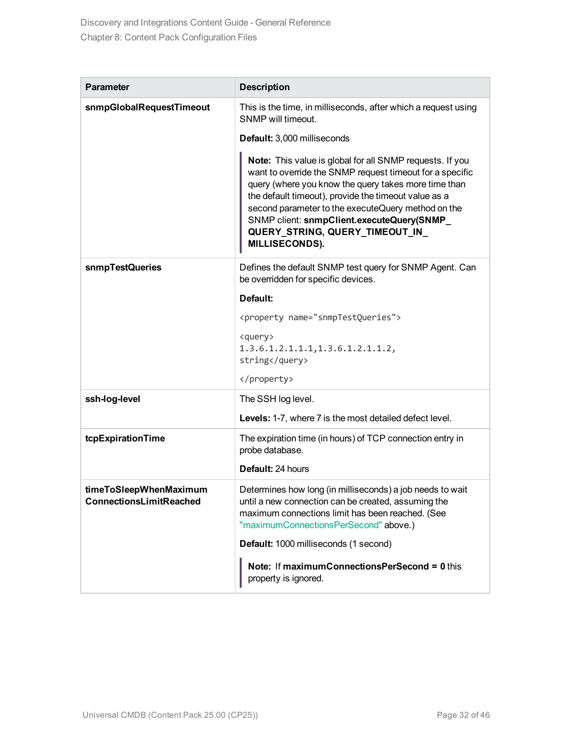| Parameter | Description |
| --- | --- |
| **snmpGlobalRequestTimeout** | This is the time, in milliseconds, after which a request using SNMP will timeout.<br><br>**Default:** 3,000 milliseconds<br><br>**Note:** This value is global for all SNMP requests. If you want to override the SNMP request timeout for a specific query (where you know the query takes more time than the default timeout), provide the timeout value as a second parameter to the executeQuery method on the SNMP client: **snmpClient.executeQuery(SNMP_QUERY_STRING, QUERY_TIMEOUT_IN_MILLISECONDS).** |
| **snmpTestQueries** | Defines the default SNMP test query for SNMP Agent. Can be overridden for specific devices.<br><br>**Default:**<br><br>`<property name="snmpTestQueries">`<br><br>`<query> 1.3.6.1.2.1.1.1,1.3.6.1.2.1.1.2, string</query>`<br><br>`</property>` |
| **ssh-log-level** | The SSH log level.<br><br>**Levels:** 1-7, where 7 is the most detailed defect level. |
| **tcpExpirationTime** | The expiration time (in hours) of TCP connection entry in probe database.<br><br>**Default:** 24 hours |
| **timeToSleepWhenMaximumConnectionsLimitReached** | Determines how long (in milliseconds) a job needs to wait until a new connection can be created, assuming the maximum connections limit has been reached. (See "maximumConnectionsPerSecond" above.)<br><br>**Default:** 1000 milliseconds (1 second)<br><br>**Note:** If **maximumConnectionsPerSecond = 0** this property is ignored. |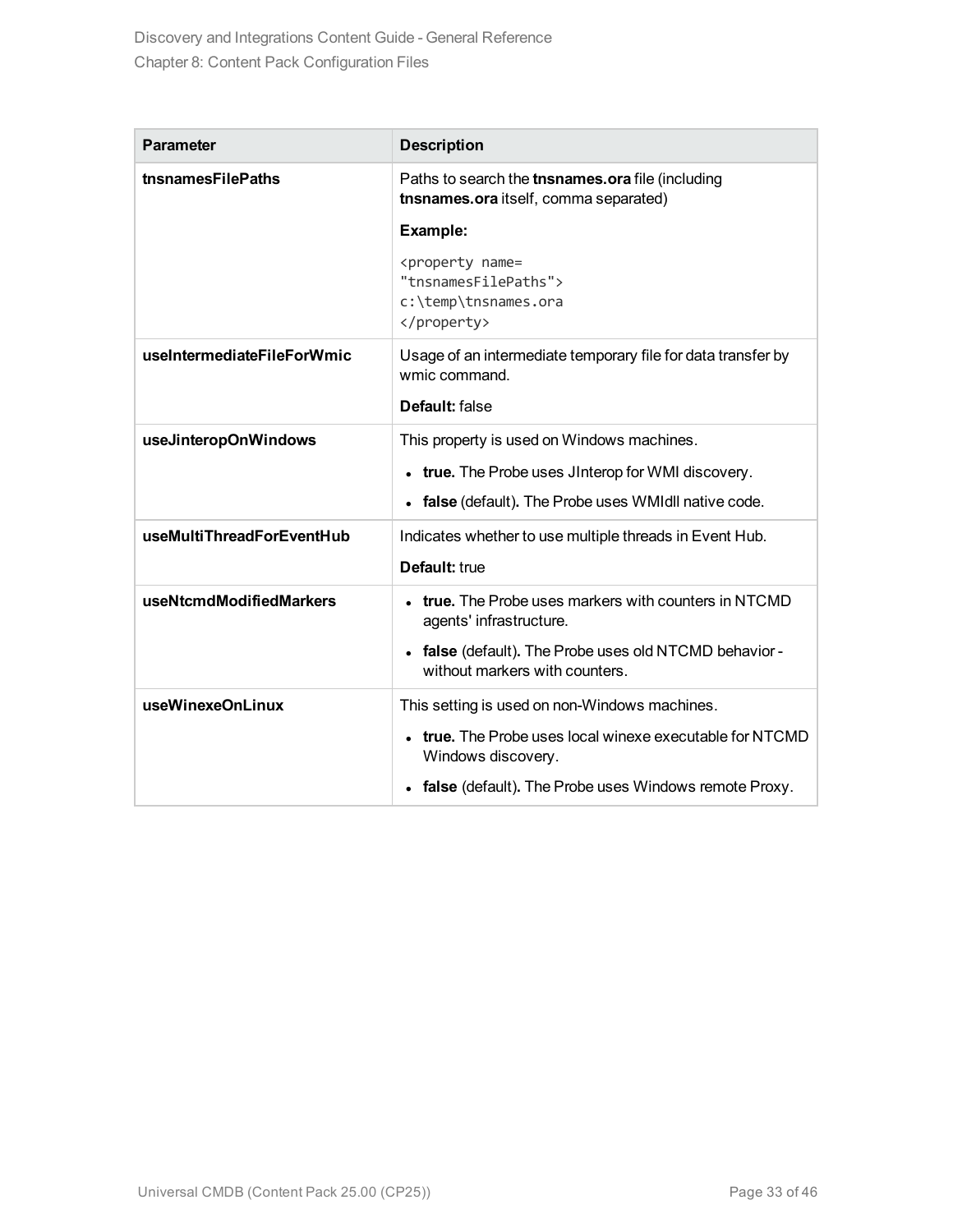| Parameter | Description |
| --- | --- |
| **tnsnamesFilePaths** | Paths to search the **tnsnames.ora** file (including **tnsnames.ora** itself, comma separated)<br><br>**Example:**<br><br>`<property name= "tnsnamesFilePaths"> c:\temp\tnsnames.ora </property>` |
| **useIntermediateFileForWmic** | Usage of an intermediate temporary file for data transfer by wmic command.<br><br>**Default:** false |
| **useJinteropOnWindows** | This property is used on Windows machines.<br><br>• **true.** The Probe uses JInterop for WMI discovery.<br>• **false** (default)**.** The Probe uses WMIdll native code. |
| **useMultiThreadForEventHub** | Indicates whether to use multiple threads in Event Hub.<br><br>**Default:** true |
| **useNtcmdModifiedMarkers** | • **true.** The Probe uses markers with counters in NTCMD agents' infrastructure.<br>• **false** (default)**.** The Probe uses old NTCMD behavior - without markers with counters. |
| **useWinexeOnLinux** | This setting is used on non-Windows machines.<br><br>• **true.** The Probe uses local winexe executable for NTCMD Windows discovery.<br>• **false** (default)**.** The Probe uses Windows remote Proxy. |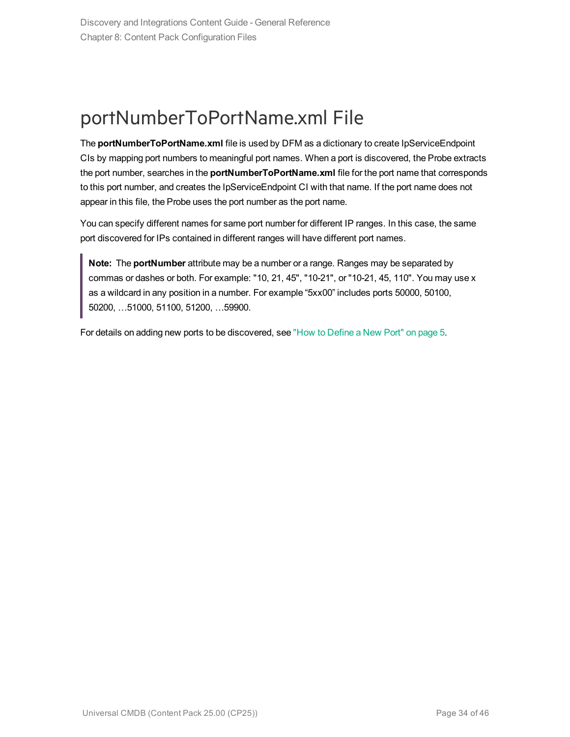# portNumberToPortName.xml File

The **portNumberToPortName.xml** file is used by DFM as a dictionary to create IpServiceEndpoint CIs by mapping port numbers to meaningful port names. When a port is discovered, the Probe extracts the port number, searches in the **portNumberToPortName.xml** file for the port name that corresponds to this port number, and creates the IpServiceEndpoint CI with that name. If the port name does not appear in this file, the Probe uses the port number as the port name.

You can specify different names for same port number for different IP ranges. In this case, the same port discovered for IPs contained in different ranges will have different port names.

> **Note:** The **portNumber** attribute may be a number or a range. Ranges may be separated by commas or dashes or both. For example: "10, 21, 45", "10-21", or "10-21, 45, 110". You may use x as a wildcard in any position in a number. For example “5xx00” includes ports 50000, 50100, 50200, …51000, 51100, 51200, …59900.

For details on adding new ports to be discovered, see "How to Define a New Port" on page 5.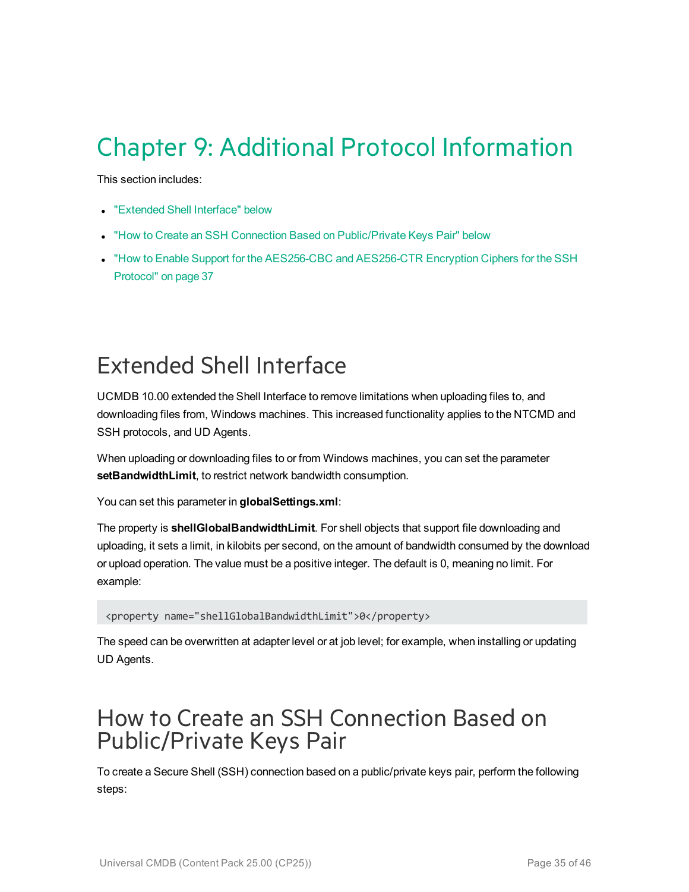# Chapter 9: Additional Protocol Information

This section includes:

- "Extended Shell Interface" below
- "How to Create an SSH Connection Based on Public/Private Keys Pair" below
- "How to Enable Support for the AES256-CBC and AES256-CTR Encryption Ciphers for the SSH Protocol" on page 37

## Extended Shell Interface

UCMDB 10.00 extended the Shell Interface to remove limitations when uploading files to, and downloading files from, Windows machines. This increased functionality applies to the NTCMD and SSH protocols, and UD Agents.

When uploading or downloading files to or from Windows machines, you can set the parameter **setBandwidthLimit**, to restrict network bandwidth consumption.

You can set this parameter in **globalSettings.xml**:

The property is **shellGlobalBandwidthLimit**. For shell objects that support file downloading and uploading, it sets a limit, in kilobits per second, on the amount of bandwidth consumed by the download or upload operation. The value must be a positive integer. The default is 0, meaning no limit. For example:

```
<property name="shellGlobalBandwidthLimit">0</property>
```

The speed can be overwritten at adapter level or at job level; for example, when installing or updating UD Agents.

## How to Create an SSH Connection Based on Public/Private Keys Pair

To create a Secure Shell (SSH) connection based on a public/private keys pair, perform the following steps: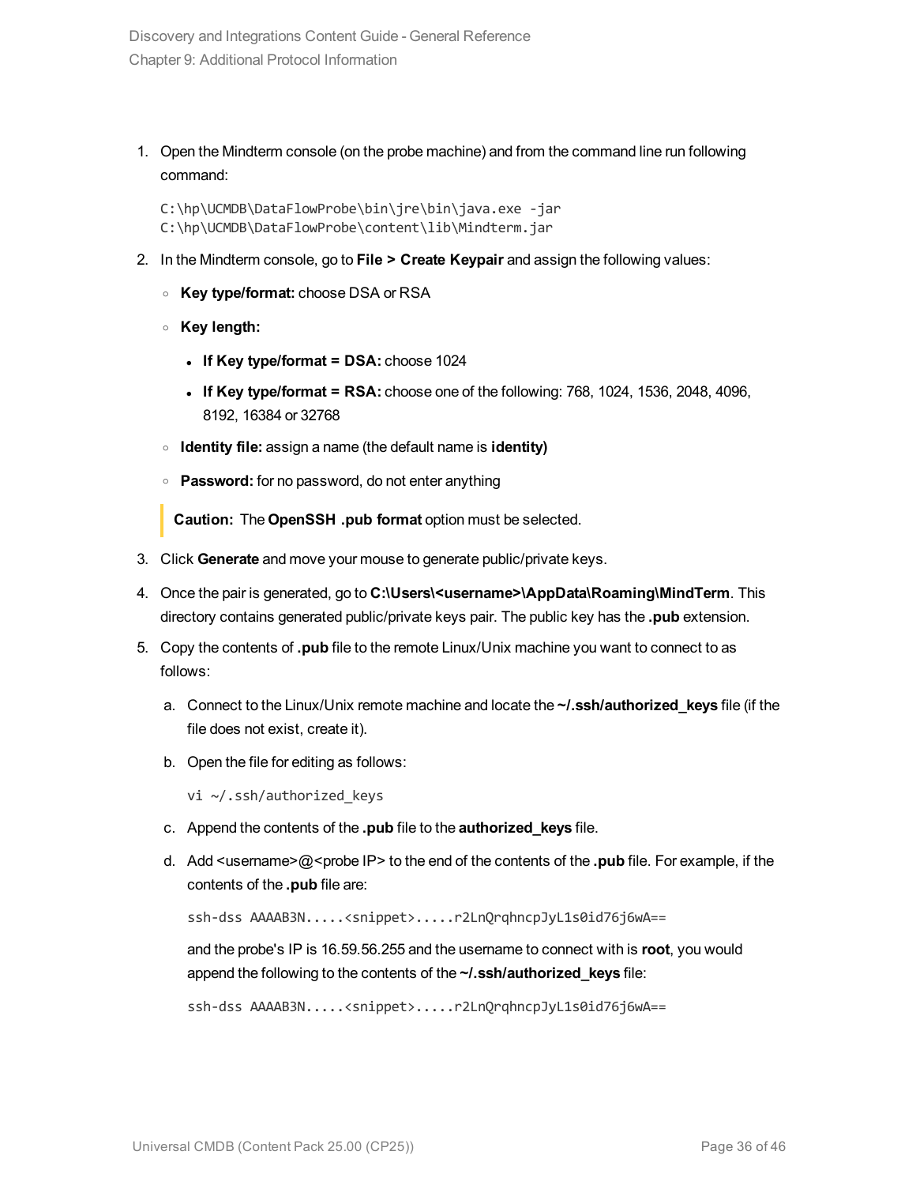1. Open the Mindterm console (on the probe machine) and from the command line run following command:

   ```
   C:\hp\UCMDB\DataFlowProbe\bin\jre\bin\java.exe -jar
   C:\hp\UCMDB\DataFlowProbe\content\lib\Mindterm.jar
   ```

2. In the Mindterm console, go to **File > Create Keypair** and assign the following values:

   - **Key type/format:** choose DSA or RSA
   - **Key length:**
     - **If Key type/format = DSA:** choose 1024
     - **If Key type/format = RSA:** choose one of the following: 768, 1024, 1536, 2048, 4096, 8192, 16384 or 32768
   - **Identity file:** assign a name (the default name is **identity)**
   - **Password:** for no password, do not enter anything

   > **Caution:** The **OpenSSH .pub format** option must be selected.

3. Click **Generate** and move your mouse to generate public/private keys.

4. Once the pair is generated, go to **C:\Users\<username>\AppData\Roaming\MindTerm**. This directory contains generated public/private keys pair. The public key has the **.pub** extension.

5. Copy the contents of **.pub** file to the remote Linux/Unix machine you want to connect to as follows:

   a. Connect to the Linux/Unix remote machine and locate the **~/.ssh/authorized_keys** file (if the file does not exist, create it).

   b. Open the file for editing as follows:

      ```
      vi ~/.ssh/authorized_keys
      ```

   c. Append the contents of the **.pub** file to the **authorized_keys** file.

   d. Add <username>@<probe IP> to the end of the contents of the **.pub** file. For example, if the contents of the **.pub** file are:

      ```
      ssh-dss AAAAB3N.....<snippet>.....r2LnQrqhncpJyL1s0id76j6wA==
      ```

      and the probe's IP is 16.59.56.255 and the username to connect with is **root**, you would append the following to the contents of the **~/.ssh/authorized_keys** file:

      ```
      ssh-dss AAAAB3N.....<snippet>.....r2LnQrqhncpJyL1s0id76j6wA==
      ```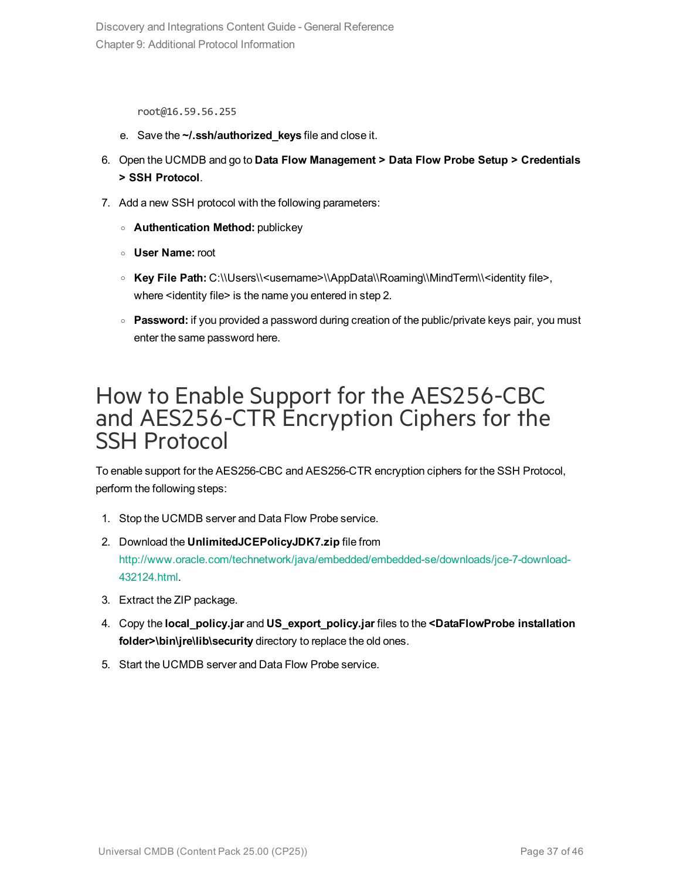```
root@16.59.56.255
```

e. Save the **~/.ssh/authorized_keys** file and close it.

6. Open the UCMDB and go to **Data Flow Management > Data Flow Probe Setup > Credentials > SSH Protocol**.

7. Add a new SSH protocol with the following parameters:

   - **Authentication Method:** publickey
   - **User Name:** root
   - **Key File Path:** C:\\Users\\<username>\\AppData\\Roaming\\MindTerm\\<identity file>, where <identity file> is the name you entered in step 2.
   - **Password:** if you provided a password during creation of the public/private keys pair, you must enter the same password here.

# How to Enable Support for the AES256-CBC and AES256-CTR Encryption Ciphers for the SSH Protocol

To enable support for the AES256-CBC and AES256-CTR encryption ciphers for the SSH Protocol, perform the following steps:

1. Stop the UCMDB server and Data Flow Probe service.
2. Download the **UnlimitedJCEPolicyJDK7.zip** file from http://www.oracle.com/technetwork/java/embedded/embedded-se/downloads/jce-7-download-432124.html.
3. Extract the ZIP package.
4. Copy the **local_policy.jar** and **US_export_policy.jar** files to the **<DataFlowProbe installation folder>\bin\jre\lib\security** directory to replace the old ones.
5. Start the UCMDB server and Data Flow Probe service.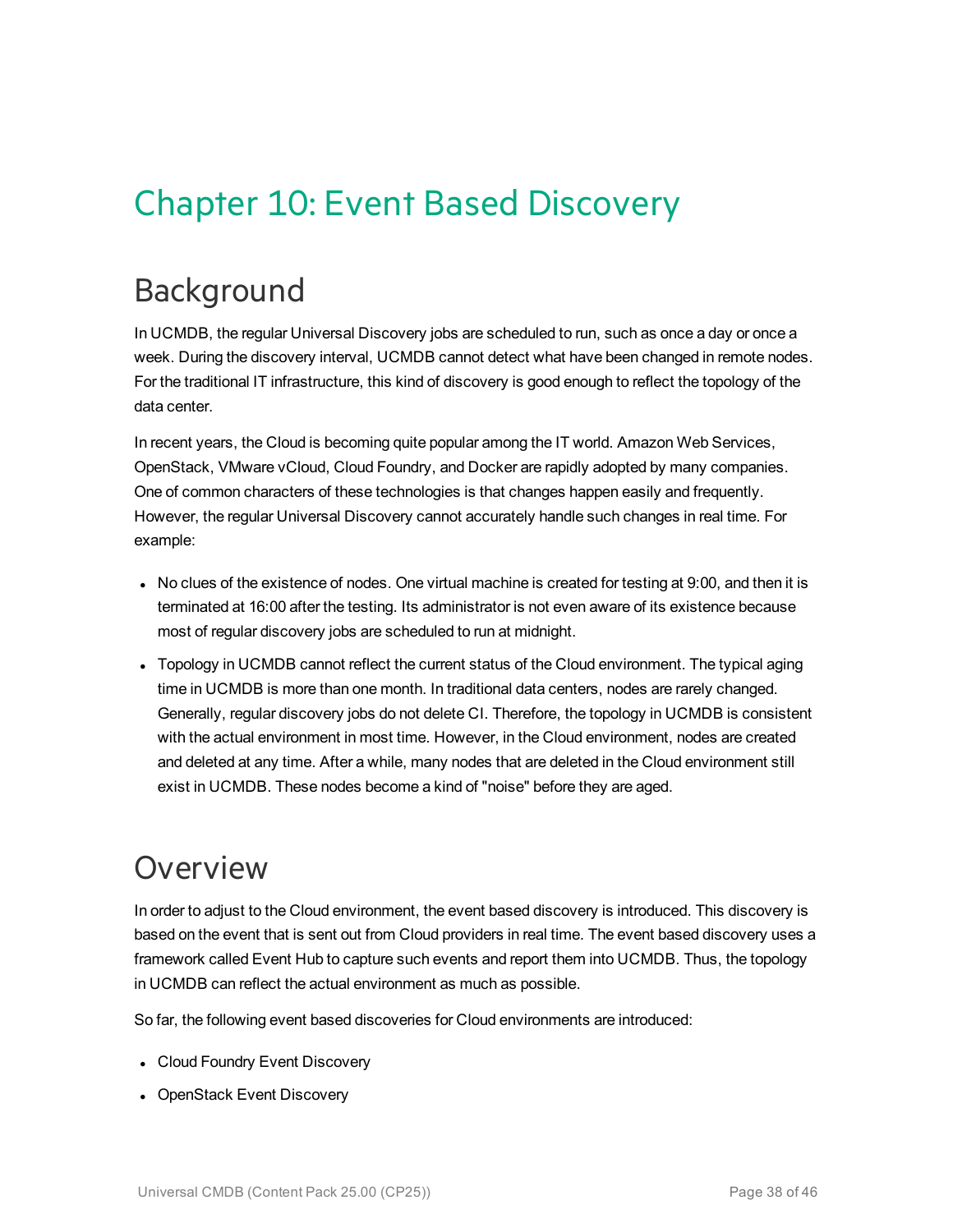# Chapter 10: Event Based Discovery

## Background

In UCMDB, the regular Universal Discovery jobs are scheduled to run, such as once a day or once a week. During the discovery interval, UCMDB cannot detect what have been changed in remote nodes. For the traditional IT infrastructure, this kind of discovery is good enough to reflect the topology of the data center.

In recent years, the Cloud is becoming quite popular among the IT world. Amazon Web Services, OpenStack, VMware vCloud, Cloud Foundry, and Docker are rapidly adopted by many companies. One of common characters of these technologies is that changes happen easily and frequently. However, the regular Universal Discovery cannot accurately handle such changes in real time. For example:

- No clues of the existence of nodes. One virtual machine is created for testing at 9:00, and then it is terminated at 16:00 after the testing. Its administrator is not even aware of its existence because most of regular discovery jobs are scheduled to run at midnight.
- Topology in UCMDB cannot reflect the current status of the Cloud environment. The typical aging time in UCMDB is more than one month. In traditional data centers, nodes are rarely changed. Generally, regular discovery jobs do not delete CI. Therefore, the topology in UCMDB is consistent with the actual environment in most time. However, in the Cloud environment, nodes are created and deleted at any time. After a while, many nodes that are deleted in the Cloud environment still exist in UCMDB. These nodes become a kind of "noise" before they are aged.

## Overview

In order to adjust to the Cloud environment, the event based discovery is introduced. This discovery is based on the event that is sent out from Cloud providers in real time. The event based discovery uses a framework called Event Hub to capture such events and report them into UCMDB. Thus, the topology in UCMDB can reflect the actual environment as much as possible.

So far, the following event based discoveries for Cloud environments are introduced:

- Cloud Foundry Event Discovery
- OpenStack Event Discovery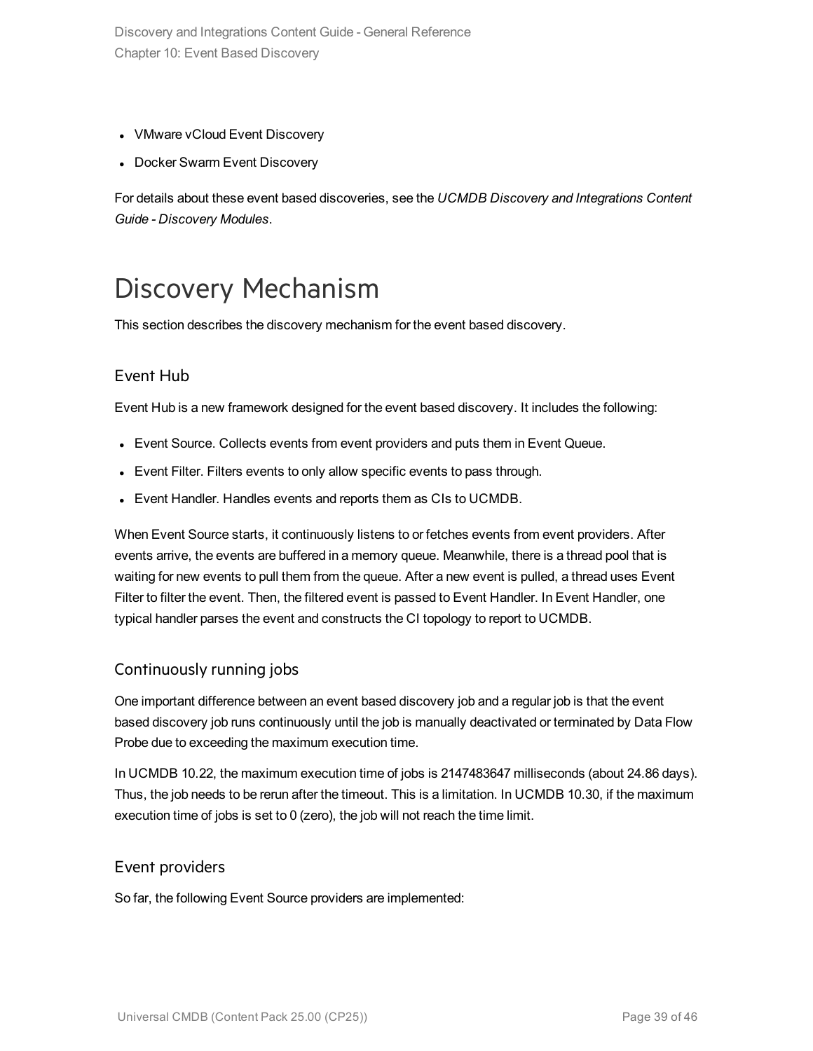- VMware vCloud Event Discovery
- Docker Swarm Event Discovery

For details about these event based discoveries, see the *UCMDB Discovery and Integrations Content Guide - Discovery Modules*.

# Discovery Mechanism

This section describes the discovery mechanism for the event based discovery.

## Event Hub

Event Hub is a new framework designed for the event based discovery. It includes the following:

- Event Source. Collects events from event providers and puts them in Event Queue.
- Event Filter. Filters events to only allow specific events to pass through.
- Event Handler. Handles events and reports them as CIs to UCMDB.

When Event Source starts, it continuously listens to or fetches events from event providers. After events arrive, the events are buffered in a memory queue. Meanwhile, there is a thread pool that is waiting for new events to pull them from the queue. After a new event is pulled, a thread uses Event Filter to filter the event. Then, the filtered event is passed to Event Handler. In Event Handler, one typical handler parses the event and constructs the CI topology to report to UCMDB.

## Continuously running jobs

One important difference between an event based discovery job and a regular job is that the event based discovery job runs continuously until the job is manually deactivated or terminated by Data Flow Probe due to exceeding the maximum execution time.

In UCMDB 10.22, the maximum execution time of jobs is 2147483647 milliseconds (about 24.86 days). Thus, the job needs to be rerun after the timeout. This is a limitation. In UCMDB 10.30, if the maximum execution time of jobs is set to 0 (zero), the job will not reach the time limit.

## Event providers

So far, the following Event Source providers are implemented: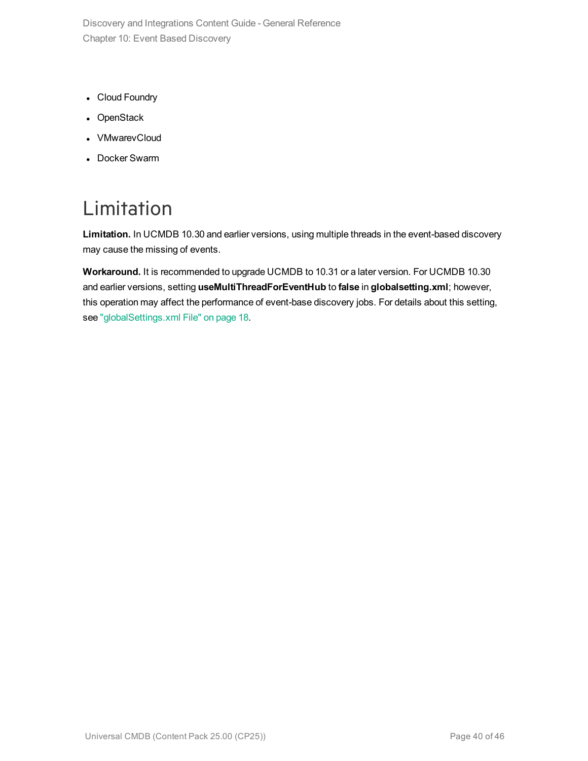- Cloud Foundry
- OpenStack
- VMwarevCloud
- Docker Swarm

# Limitation

**Limitation.** In UCMDB 10.30 and earlier versions, using multiple threads in the event-based discovery may cause the missing of events.

**Workaround.** It is recommended to upgrade UCMDB to 10.31 or a later version. For UCMDB 10.30 and earlier versions, setting **useMultiThreadForEventHub** to **false** in **globalsetting.xml**; however, this operation may affect the performance of event-base discovery jobs. For details about this setting, see "globalSettings.xml File" on page 18.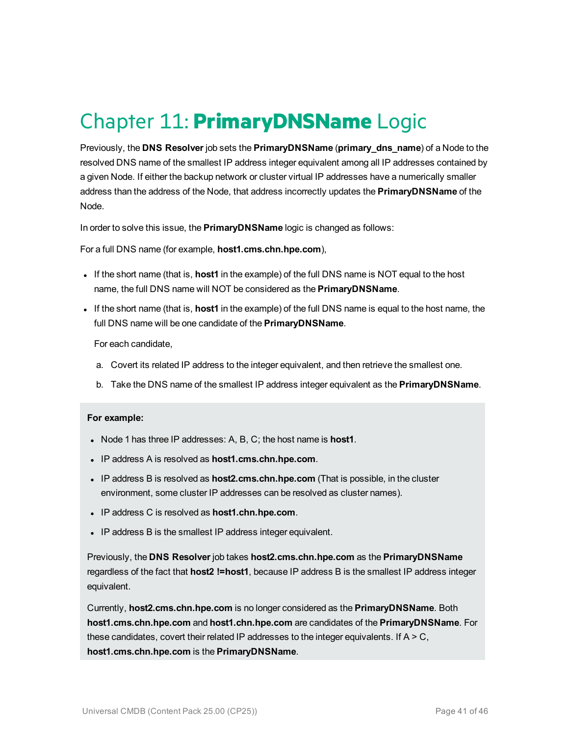# Chapter 11: **PrimaryDNSName** Logic

Previously, the **DNS Resolver** job sets the **PrimaryDNSName** (**primary_dns_name**) of a Node to the resolved DNS name of the smallest IP address integer equivalent among all IP addresses contained by a given Node. If either the backup network or cluster virtual IP addresses have a numerically smaller address than the address of the Node, that address incorrectly updates the **PrimaryDNSName** of the Node.

In order to solve this issue, the **PrimaryDNSName** logic is changed as follows:

For a full DNS name (for example, **host1.cms.chn.hpe.com**),

- If the short name (that is, **host1** in the example) of the full DNS name is NOT equal to the host name, the full DNS name will NOT be considered as the **PrimaryDNSName**.
- If the short name (that is, **host1** in the example) of the full DNS name is equal to the host name, the full DNS name will be one candidate of the **PrimaryDNSName**.

  For each candidate,

  a. Covert its related IP address to the integer equivalent, and then retrieve the smallest one.

  b. Take the DNS name of the smallest IP address integer equivalent as the **PrimaryDNSName**.

> **For example:**
>
> - Node 1 has three IP addresses: A, B, C; the host name is **host1**.
> - IP address A is resolved as **host1.cms.chn.hpe.com**.
> - IP address B is resolved as **host2.cms.chn.hpe.com** (That is possible, in the cluster environment, some cluster IP addresses can be resolved as cluster names).
> - IP address C is resolved as **host1.chn.hpe.com**.
> - IP address B is the smallest IP address integer equivalent.
>
> Previously, the **DNS Resolver** job takes **host2.cms.chn.hpe.com** as the **PrimaryDNSName** regardless of the fact that **host2 !=host1**, because IP address B is the smallest IP address integer equivalent.
>
> Currently, **host2.cms.chn.hpe.com** is no longer considered as the **PrimaryDNSName**. Both **host1.cms.chn.hpe.com** and **host1.chn.hpe.com** are candidates of the **PrimaryDNSName**. For these candidates, covert their related IP addresses to the integer equivalents. If A > C, **host1.cms.chn.hpe.com** is the **PrimaryDNSName**.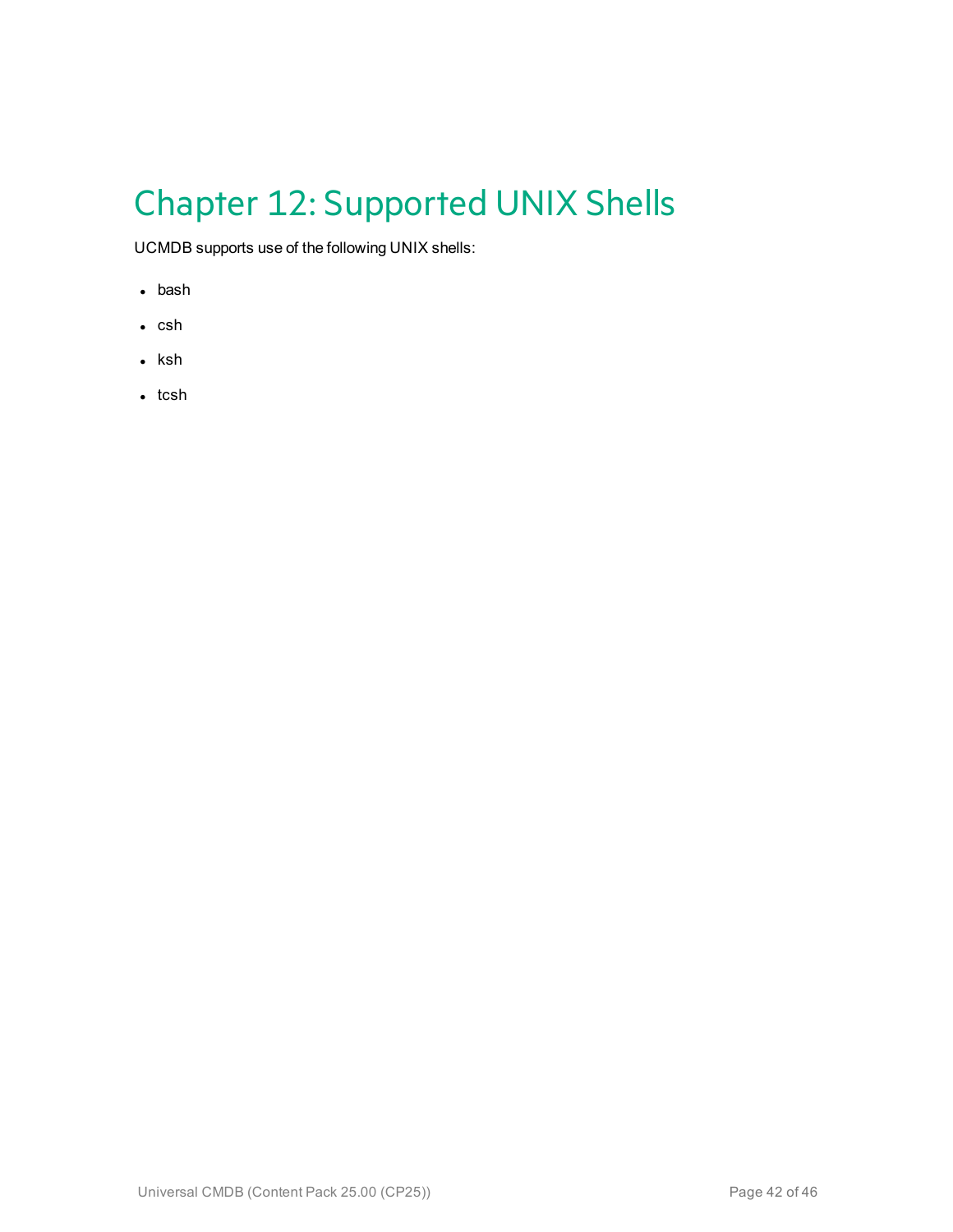# Chapter 12: Supported UNIX Shells

UCMDB supports use of the following UNIX shells:

- bash
- csh
- ksh
- tcsh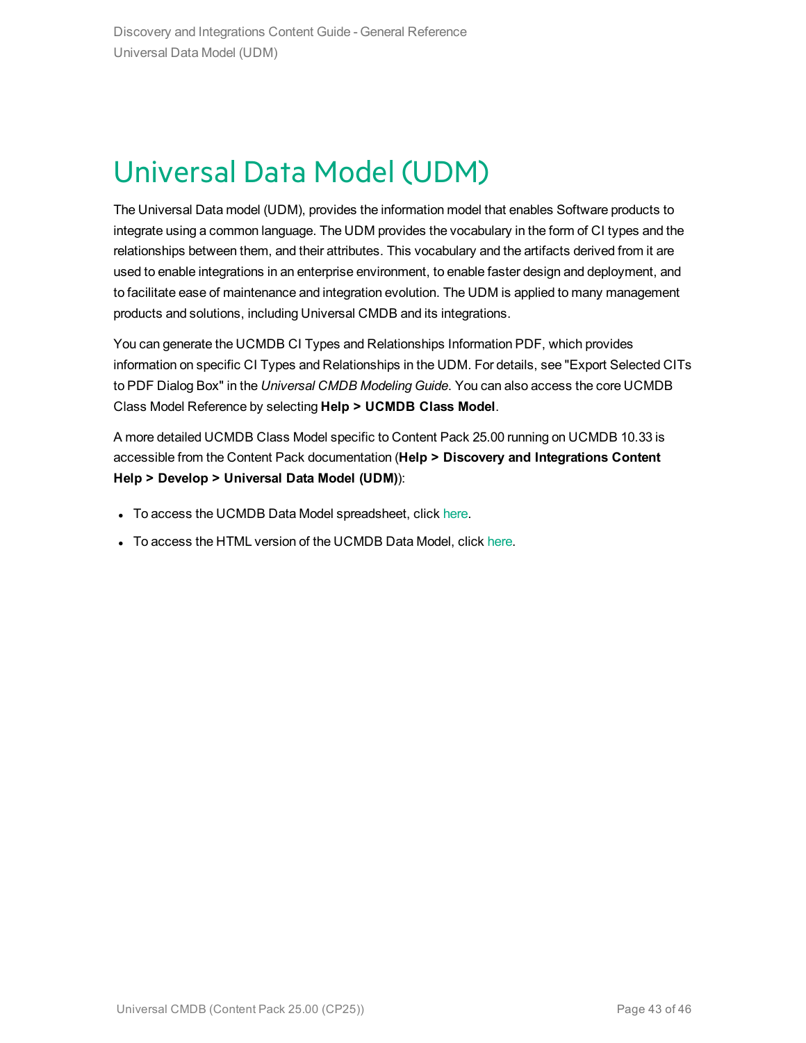# Universal Data Model (UDM)

The Universal Data model (UDM), provides the information model that enables Software products to integrate using a common language. The UDM provides the vocabulary in the form of CI types and the relationships between them, and their attributes. This vocabulary and the artifacts derived from it are used to enable integrations in an enterprise environment, to enable faster design and deployment, and to facilitate ease of maintenance and integration evolution. The UDM is applied to many management products and solutions, including Universal CMDB and its integrations.

You can generate the UCMDB CI Types and Relationships Information PDF, which provides information on specific CI Types and Relationships in the UDM. For details, see "Export Selected CITs to PDF Dialog Box" in the *Universal CMDB Modeling Guide*. You can also access the core UCMDB Class Model Reference by selecting **Help > UCMDB Class Model**.

A more detailed UCMDB Class Model specific to Content Pack 25.00 running on UCMDB 10.33 is accessible from the Content Pack documentation (**Help > Discovery and Integrations Content Help > Develop > Universal Data Model (UDM)**):

- To access the UCMDB Data Model spreadsheet, click here.
- To access the HTML version of the UCMDB Data Model, click here.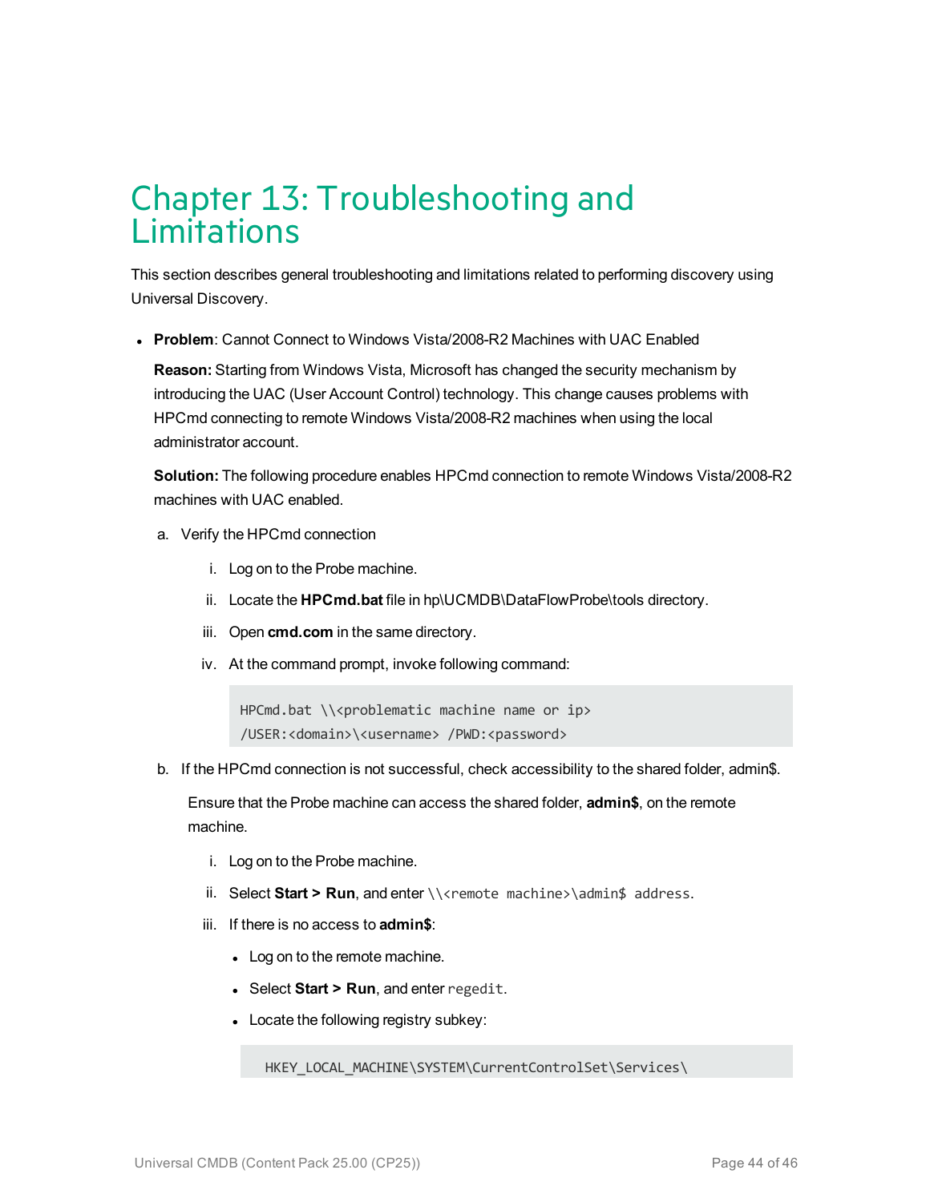# Chapter 13: Troubleshooting and Limitations

This section describes general troubleshooting and limitations related to performing discovery using Universal Discovery.

- **Problem**: Cannot Connect to Windows Vista/2008-R2 Machines with UAC Enabled

  **Reason:** Starting from Windows Vista, Microsoft has changed the security mechanism by introducing the UAC (User Account Control) technology. This change causes problems with HPCmd connecting to remote Windows Vista/2008-R2 machines when using the local administrator account.

  **Solution:** The following procedure enables HPCmd connection to remote Windows Vista/2008-R2 machines with UAC enabled.

  a. Verify the HPCmd connection

     i. Log on to the Probe machine.

     ii. Locate the **HPCmd.bat** file in hp\UCMDB\DataFlowProbe\tools directory.

     iii. Open **cmd.com** in the same directory.

     iv. At the command prompt, invoke following command:

     ```
     HPCmd.bat \\<problematic machine name or ip>
     /USER:<domain>\<username> /PWD:<password>
     ```

  b. If the HPCmd connection is not successful, check accessibility to the shared folder, admin$.

     Ensure that the Probe machine can access the shared folder, **admin$**, on the remote machine.

     i. Log on to the Probe machine.

     ii. Select **Start > Run**, and enter `\\<remote machine>\admin$ address`.

     iii. If there is no access to **admin$**:

     - Log on to the remote machine.
     - Select **Start > Run**, and enter `regedit`.
     - Locate the following registry subkey:

     ```
     HKEY_LOCAL_MACHINE\SYSTEM\CurrentControlSet\Services\
     ```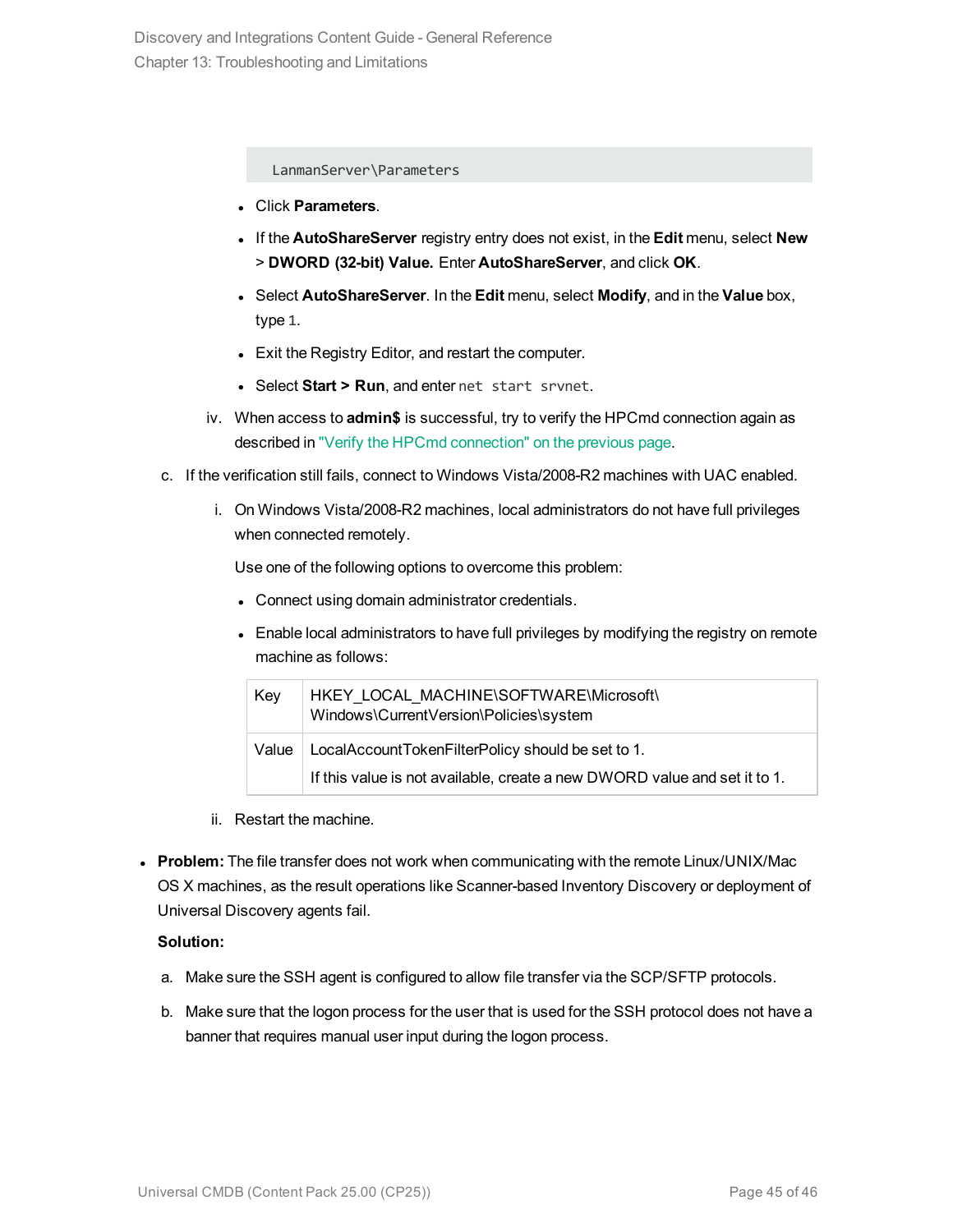```
LanmanServer\Parameters
```

- Click **Parameters**.
- If the **AutoShareServer** registry entry does not exist, in the **Edit** menu, select **New** > **DWORD (32-bit) Value.** Enter **AutoShareServer**, and click **OK**.
- Select **AutoShareServer**. In the **Edit** menu, select **Modify**, and in the **Value** box, type `1`.
- Exit the Registry Editor, and restart the computer.
- Select **Start > Run**, and enter `net start srvnet`.

iv. When access to **admin$** is successful, try to verify the HPCmd connection again as described in "Verify the HPCmd connection" on the previous page.

c. If the verification still fails, connect to Windows Vista/2008-R2 machines with UAC enabled.

i. On Windows Vista/2008-R2 machines, local administrators do not have full privileges when connected remotely.

Use one of the following options to overcome this problem:

- Connect using domain administrator credentials.
- Enable local administrators to have full privileges by modifying the registry on remote machine as follows:

| Key | HKEY_LOCAL_MACHINE\SOFTWARE\Microsoft\Windows\CurrentVersion\Policies\system |
|---|---|
| Value | LocalAccountTokenFilterPolicy should be set to 1.<br>If this value is not available, create a new DWORD value and set it to 1. |

ii. Restart the machine.

- **Problem:** The file transfer does not work when communicating with the remote Linux/UNIX/Mac OS X machines, as the result operations like Scanner-based Inventory Discovery or deployment of Universal Discovery agents fail.

  **Solution:**

  a. Make sure the SSH agent is configured to allow file transfer via the SCP/SFTP protocols.

  b. Make sure that the logon process for the user that is used for the SSH protocol does not have a banner that requires manual user input during the logon process.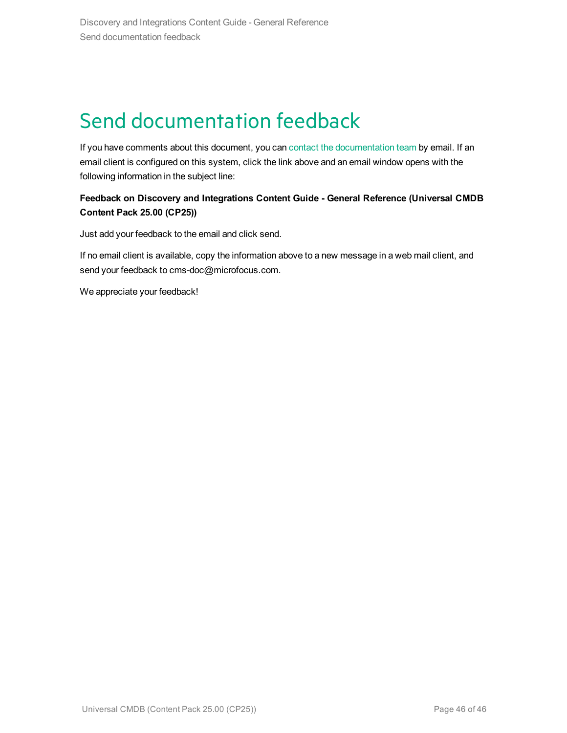# Send documentation feedback

If you have comments about this document, you can contact the documentation team by email. If an email client is configured on this system, click the link above and an email window opens with the following information in the subject line:

**Feedback on Discovery and Integrations Content Guide - General Reference (Universal CMDB Content Pack 25.00 (CP25))**

Just add your feedback to the email and click send.

If no email client is available, copy the information above to a new message in a web mail client, and send your feedback to cms-doc@microfocus.com.

We appreciate your feedback!